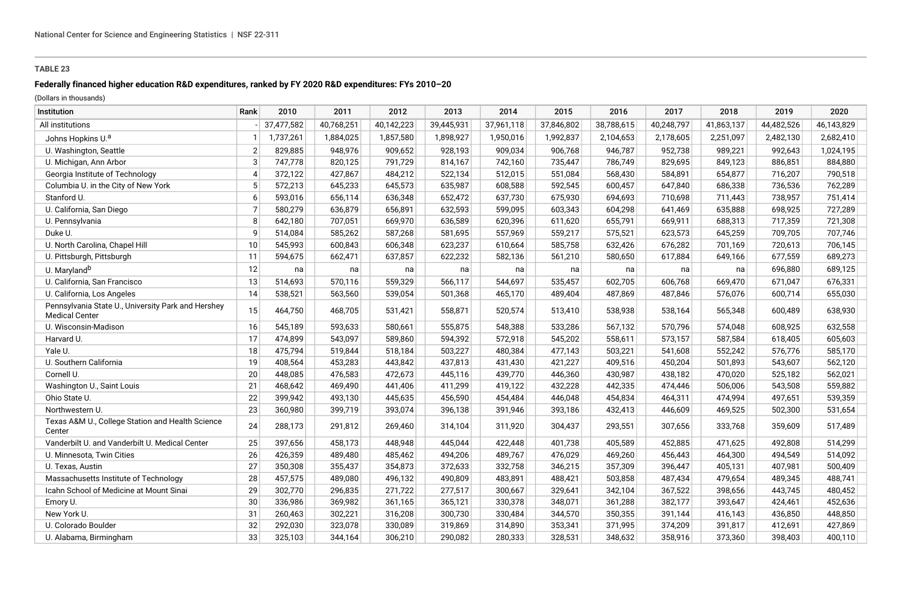**TABLE 23**

**Federally financed higher education R&D expenditures, ranked by FY 2020 R&D expenditures: FYs 2010–20**

(Dollars in thousands)

| Institution | Rank | 2010 | 2011 | 2012 | 2013 | 2014 | 2015 | 2016 | 2017 | 2018 | 2019 | 2020 |
|---|---|---|---|---|---|---|---|---|---|---|---|---|
| All institutions | - | 37,477,582 | 40,768,251 | 40,142,223 | 39,445,931 | 37,961,118 | 37,846,802 | 38,788,615 | 40,248,797 | 41,863,137 | 44,482,526 | 46,143,829 |
| Johns Hopkins U.[a] | 1 | 1,737,261 | 1,884,025 | 1,857,580 | 1,898,927 | 1,950,016 | 1,992,837 | 2,104,653 | 2,178,605 | 2,251,097 | 2,482,130 | 2,682,410 |
| U. Washington, Seattle | 2 | 829,885 | 948,976 | 909,652 | 928,193 | 909,034 | 906,768 | 946,787 | 952,738 | 989,221 | 992,643 | 1,024,195 |
| U. Michigan, Ann Arbor | 3 | 747,778 | 820,125 | 791,729 | 814,167 | 742,160 | 735,447 | 786,749 | 829,695 | 849,123 | 886,851 | 884,880 |
| Georgia Institute of Technology | 4 | 372,122 | 427,867 | 484,212 | 522,134 | 512,015 | 551,084 | 568,430 | 584,891 | 654,877 | 716,207 | 790,518 |
| Columbia U. in the City of New York | 5 | 572,213 | 645,233 | 645,573 | 635,987 | 608,588 | 592,545 | 600,457 | 647,840 | 686,338 | 736,536 | 762,289 |
| Stanford U. | 6 | 593,016 | 656,114 | 636,348 | 652,472 | 637,730 | 675,930 | 694,693 | 710,698 | 711,443 | 738,957 | 751,414 |
| U. California, San Diego | 7 | 580,279 | 636,879 | 656,891 | 632,593 | 599,095 | 603,343 | 604,298 | 641,469 | 635,888 | 698,925 | 727,289 |
| U. Pennsylvania | 8 | 642,180 | 707,051 | 669,970 | 636,589 | 620,396 | 611,620 | 655,791 | 669,911 | 688,313 | 717,359 | 721,308 |
| Duke U. | 9 | 514,084 | 585,262 | 587,268 | 581,695 | 557,969 | 559,217 | 575,521 | 623,573 | 645,259 | 709,705 | 707,746 |
| U. North Carolina, Chapel Hill | 10 | 545,993 | 600,843 | 606,348 | 623,237 | 610,664 | 585,758 | 632,426 | 676,282 | 701,169 | 720,613 | 706,145 |
| U. Pittsburgh, Pittsburgh | 11 | 594,675 | 662,471 | 637,857 | 622,232 | 582,136 | 561,210 | 580,650 | 617,884 | 649,166 | 677,559 | 689,273 |
| U. Maryland[b] | 12 | na | na | na | na | na | na | na | na | na | 696,880 | 689,125 |
| U. California, San Francisco | 13 | 514,693 | 570,116 | 559,329 | 566,117 | 544,697 | 535,457 | 602,705 | 606,768 | 669,470 | 671,047 | 676,331 |
| U. California, Los Angeles | 14 | 538,521 | 563,560 | 539,054 | 501,368 | 465,170 | 489,404 | 487,869 | 487,846 | 576,076 | 600,714 | 655,030 |
| Pennsylvania State U., University Park and Hershey Medical Center | 15 | 464,750 | 468,705 | 531,421 | 558,871 | 520,574 | 513,410 | 538,938 | 538,164 | 565,348 | 600,489 | 638,930 |
| U. Wisconsin-Madison | 16 | 545,189 | 593,633 | 580,661 | 555,875 | 548,388 | 533,286 | 567,132 | 570,796 | 574,048 | 608,925 | 632,558 |
| Harvard U. | 17 | 474,899 | 543,097 | 589,860 | 594,392 | 572,918 | 545,202 | 558,611 | 573,157 | 587,584 | 618,405 | 605,603 |
| Yale U. | 18 | 475,794 | 519,844 | 518,184 | 503,227 | 480,384 | 477,143 | 503,221 | 541,608 | 552,242 | 576,776 | 585,170 |
| U. Southern California | 19 | 408,564 | 453,283 | 443,842 | 437,813 | 431,430 | 421,227 | 409,516 | 450,204 | 501,893 | 543,607 | 562,120 |
| Cornell U. | 20 | 448,085 | 476,583 | 472,673 | 445,116 | 439,770 | 446,360 | 430,987 | 438,182 | 470,020 | 525,182 | 562,021 |
| Washington U., Saint Louis | 21 | 468,642 | 469,490 | 441,406 | 411,299 | 419,122 | 432,228 | 442,335 | 474,446 | 506,006 | 543,508 | 559,882 |
| Ohio State U. | 22 | 399,942 | 493,130 | 445,635 | 456,590 | 454,484 | 446,048 | 454,834 | 464,311 | 474,994 | 497,651 | 539,359 |
| Northwestern U. | 23 | 360,980 | 399,719 | 393,074 | 396,138 | 391,946 | 393,186 | 432,413 | 446,609 | 469,525 | 502,300 | 531,654 |
| Texas A&M U., College Station and Health Science Center | 24 | 288,173 | 291,812 | 269,460 | 314,104 | 311,920 | 304,437 | 293,551 | 307,656 | 333,768 | 359,609 | 517,489 |
| Vanderbilt U. and Vanderbilt U. Medical Center | 25 | 397,656 | 458,173 | 448,948 | 445,044 | 422,448 | 401,738 | 405,589 | 452,885 | 471,625 | 492,808 | 514,299 |
| U. Minnesota, Twin Cities | 26 | 426,359 | 489,480 | 485,462 | 494,206 | 489,767 | 476,029 | 469,260 | 456,443 | 464,300 | 494,549 | 514,092 |
| U. Texas, Austin | 27 | 350,308 | 355,437 | 354,873 | 372,633 | 332,758 | 346,215 | 357,309 | 396,447 | 405,131 | 407,981 | 500,409 |
| Massachusetts Institute of Technology | 28 | 457,575 | 489,080 | 496,132 | 490,809 | 483,891 | 488,421 | 503,858 | 487,434 | 479,654 | 489,345 | 488,741 |
| Icahn School of Medicine at Mount Sinai | 29 | 302,770 | 296,835 | 271,722 | 277,517 | 300,667 | 329,641 | 342,104 | 367,522 | 398,656 | 443,745 | 480,452 |
| Emory U. | 30 | 336,986 | 369,982 | 361,165 | 365,121 | 330,378 | 348,071 | 361,288 | 382,177 | 393,647 | 424,461 | 452,636 |
| New York U. | 31 | 260,463 | 302,221 | 316,208 | 300,730 | 330,484 | 344,570 | 350,355 | 391,144 | 416,143 | 436,850 | 448,850 |
| U. Colorado Boulder | 32 | 292,030 | 323,078 | 330,089 | 319,869 | 314,890 | 353,341 | 371,995 | 374,209 | 391,817 | 412,691 | 427,869 |
| U. Alabama, Birmingham | 33 | 325,103 | 344,164 | 306,210 | 290,082 | 280,333 | 328,531 | 348,632 | 358,916 | 373,360 | 398,403 | 400,110 |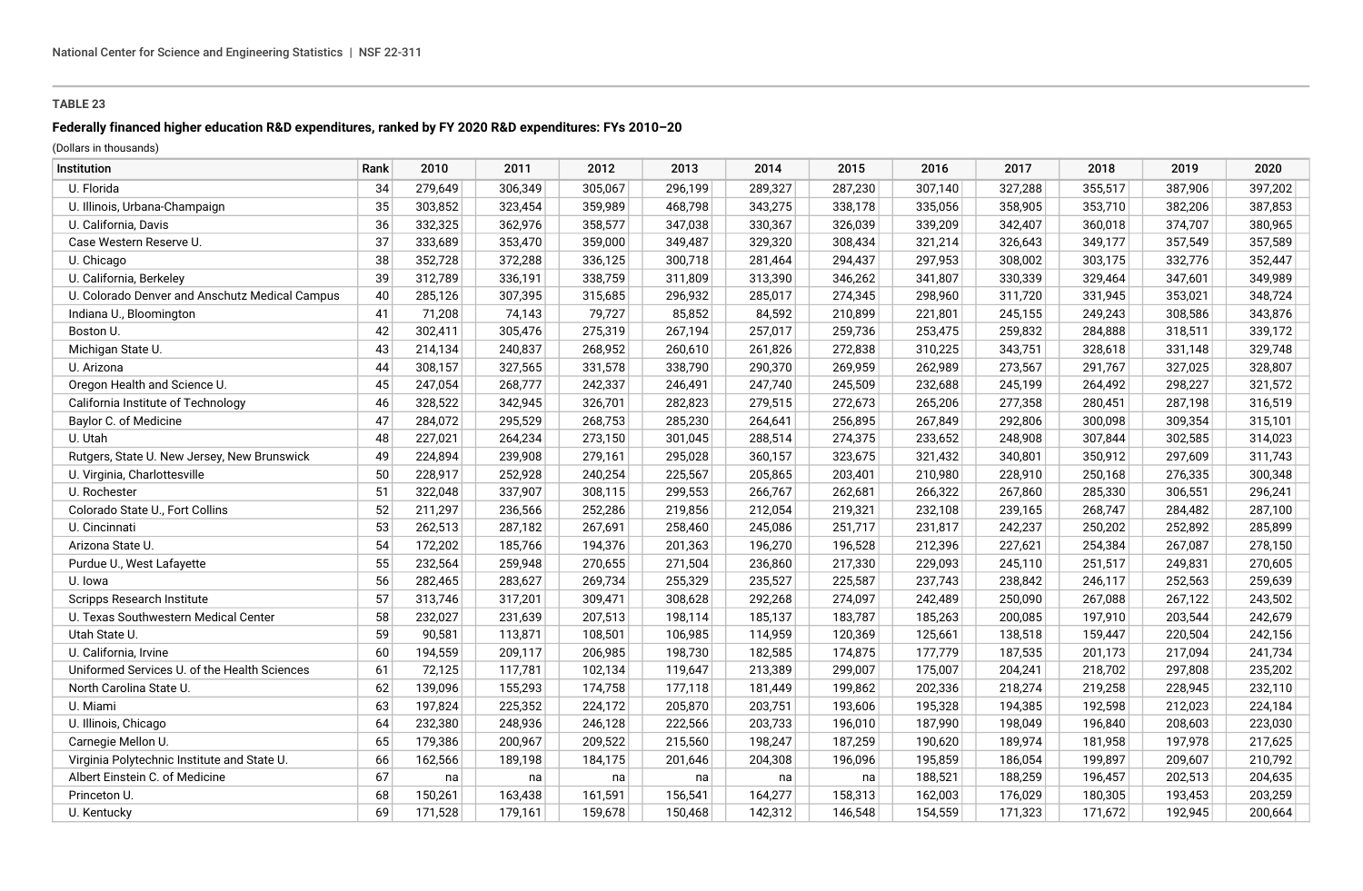**TABLE 23**

**Federally financed higher education R&D expenditures, ranked by FY 2020 R&D expenditures: FYs 2010–20**

(Dollars in thousands)

| Institution | Rank | 2010 | 2011 | 2012 | 2013 | 2014 | 2015 | 2016 | 2017 | 2018 | 2019 | 2020 |
|---|---|---|---|---|---|---|---|---|---|---|---|---|
| U. Florida | 34 | 279,649 | 306,349 | 305,067 | 296,199 | 289,327 | 287,230 | 307,140 | 327,288 | 355,517 | 387,906 | 397,202 |
| U. Illinois, Urbana-Champaign | 35 | 303,852 | 323,454 | 359,989 | 468,798 | 343,275 | 338,178 | 335,056 | 358,905 | 353,710 | 382,206 | 387,853 |
| U. California, Davis | 36 | 332,325 | 362,976 | 358,577 | 347,038 | 330,367 | 326,039 | 339,209 | 342,407 | 360,018 | 374,707 | 380,965 |
| Case Western Reserve U. | 37 | 333,689 | 353,470 | 359,000 | 349,487 | 329,320 | 308,434 | 321,214 | 326,643 | 349,177 | 357,549 | 357,589 |
| U. Chicago | 38 | 352,728 | 372,288 | 336,125 | 300,718 | 281,464 | 294,437 | 297,953 | 308,002 | 303,175 | 332,776 | 352,447 |
| U. California, Berkeley | 39 | 312,789 | 336,191 | 338,759 | 311,809 | 313,390 | 346,262 | 341,807 | 330,339 | 329,464 | 347,601 | 349,989 |
| U. Colorado Denver and Anschutz Medical Campus | 40 | 285,126 | 307,395 | 315,685 | 296,932 | 285,017 | 274,345 | 298,960 | 311,720 | 331,945 | 353,021 | 348,724 |
| Indiana U., Bloomington | 41 | 71,208 | 74,143 | 79,727 | 85,852 | 84,592 | 210,899 | 221,801 | 245,155 | 249,243 | 308,586 | 343,876 |
| Boston U. | 42 | 302,411 | 305,476 | 275,319 | 267,194 | 257,017 | 259,736 | 253,475 | 259,832 | 284,888 | 318,511 | 339,172 |
| Michigan State U. | 43 | 214,134 | 240,837 | 268,952 | 260,610 | 261,826 | 272,838 | 310,225 | 343,751 | 328,618 | 331,148 | 329,748 |
| U. Arizona | 44 | 308,157 | 327,565 | 331,578 | 338,790 | 290,370 | 269,959 | 262,989 | 273,567 | 291,767 | 327,025 | 328,807 |
| Oregon Health and Science U. | 45 | 247,054 | 268,777 | 242,337 | 246,491 | 247,740 | 245,509 | 232,688 | 245,199 | 264,492 | 298,227 | 321,572 |
| California Institute of Technology | 46 | 328,522 | 342,945 | 326,701 | 282,823 | 279,515 | 272,673 | 265,206 | 277,358 | 280,451 | 287,198 | 316,519 |
| Baylor C. of Medicine | 47 | 284,072 | 295,529 | 268,753 | 285,230 | 264,641 | 256,895 | 267,849 | 292,806 | 300,098 | 309,354 | 315,101 |
| U. Utah | 48 | 227,021 | 264,234 | 273,150 | 301,045 | 288,514 | 274,375 | 233,652 | 248,908 | 307,844 | 302,585 | 314,023 |
| Rutgers, State U. New Jersey, New Brunswick | 49 | 224,894 | 239,908 | 279,161 | 295,028 | 360,157 | 323,675 | 321,432 | 340,801 | 350,912 | 297,609 | 311,743 |
| U. Virginia, Charlottesville | 50 | 228,917 | 252,928 | 240,254 | 225,567 | 205,865 | 203,401 | 210,980 | 228,910 | 250,168 | 276,335 | 300,348 |
| U. Rochester | 51 | 322,048 | 337,907 | 308,115 | 299,553 | 266,767 | 262,681 | 266,322 | 267,860 | 285,330 | 306,551 | 296,241 |
| Colorado State U., Fort Collins | 52 | 211,297 | 236,566 | 252,286 | 219,856 | 212,054 | 219,321 | 232,108 | 239,165 | 268,747 | 284,482 | 287,100 |
| U. Cincinnati | 53 | 262,513 | 287,182 | 267,691 | 258,460 | 245,086 | 251,717 | 231,817 | 242,237 | 250,202 | 252,892 | 285,899 |
| Arizona State U. | 54 | 172,202 | 185,766 | 194,376 | 201,363 | 196,270 | 196,528 | 212,396 | 227,621 | 254,384 | 267,087 | 278,150 |
| Purdue U., West Lafayette | 55 | 232,564 | 259,948 | 270,655 | 271,504 | 236,860 | 217,330 | 229,093 | 245,110 | 251,517 | 249,831 | 270,605 |
| U. Iowa | 56 | 282,465 | 283,627 | 269,734 | 255,329 | 235,527 | 225,587 | 237,743 | 238,842 | 246,117 | 252,563 | 259,639 |
| Scripps Research Institute | 57 | 313,746 | 317,201 | 309,471 | 308,628 | 292,268 | 274,097 | 242,489 | 250,090 | 267,088 | 267,122 | 243,502 |
| U. Texas Southwestern Medical Center | 58 | 232,027 | 231,639 | 207,513 | 198,114 | 185,137 | 183,787 | 185,263 | 200,085 | 197,910 | 203,544 | 242,679 |
| Utah State U. | 59 | 90,581 | 113,871 | 108,501 | 106,985 | 114,959 | 120,369 | 125,661 | 138,518 | 159,447 | 220,504 | 242,156 |
| U. California, Irvine | 60 | 194,559 | 209,117 | 206,985 | 198,730 | 182,585 | 174,875 | 177,779 | 187,535 | 201,173 | 217,094 | 241,734 |
| Uniformed Services U. of the Health Sciences | 61 | 72,125 | 117,781 | 102,134 | 119,647 | 213,389 | 299,007 | 175,007 | 204,241 | 218,702 | 297,808 | 235,202 |
| North Carolina State U. | 62 | 139,096 | 155,293 | 174,758 | 177,118 | 181,449 | 199,862 | 202,336 | 218,274 | 219,258 | 228,945 | 232,110 |
| U. Miami | 63 | 197,824 | 225,352 | 224,172 | 205,870 | 203,751 | 193,606 | 195,328 | 194,385 | 192,598 | 212,023 | 224,184 |
| U. Illinois, Chicago | 64 | 232,380 | 248,936 | 246,128 | 222,566 | 203,733 | 196,010 | 187,990 | 198,049 | 196,840 | 208,603 | 223,030 |
| Carnegie Mellon U. | 65 | 179,386 | 200,967 | 209,522 | 215,560 | 198,247 | 187,259 | 190,620 | 189,974 | 181,958 | 197,978 | 217,625 |
| Virginia Polytechnic Institute and State U. | 66 | 162,566 | 189,198 | 184,175 | 201,646 | 204,308 | 196,096 | 195,859 | 186,054 | 199,897 | 209,607 | 210,792 |
| Albert Einstein C. of Medicine | 67 | na | na | na | na | na | na | 188,521 | 188,259 | 196,457 | 202,513 | 204,635 |
| Princeton U. | 68 | 150,261 | 163,438 | 161,591 | 156,541 | 164,277 | 158,313 | 162,003 | 176,029 | 180,305 | 193,453 | 203,259 |
| U. Kentucky | 69 | 171,528 | 179,161 | 159,678 | 150,468 | 142,312 | 146,548 | 154,559 | 171,323 | 171,672 | 192,945 | 200,664 |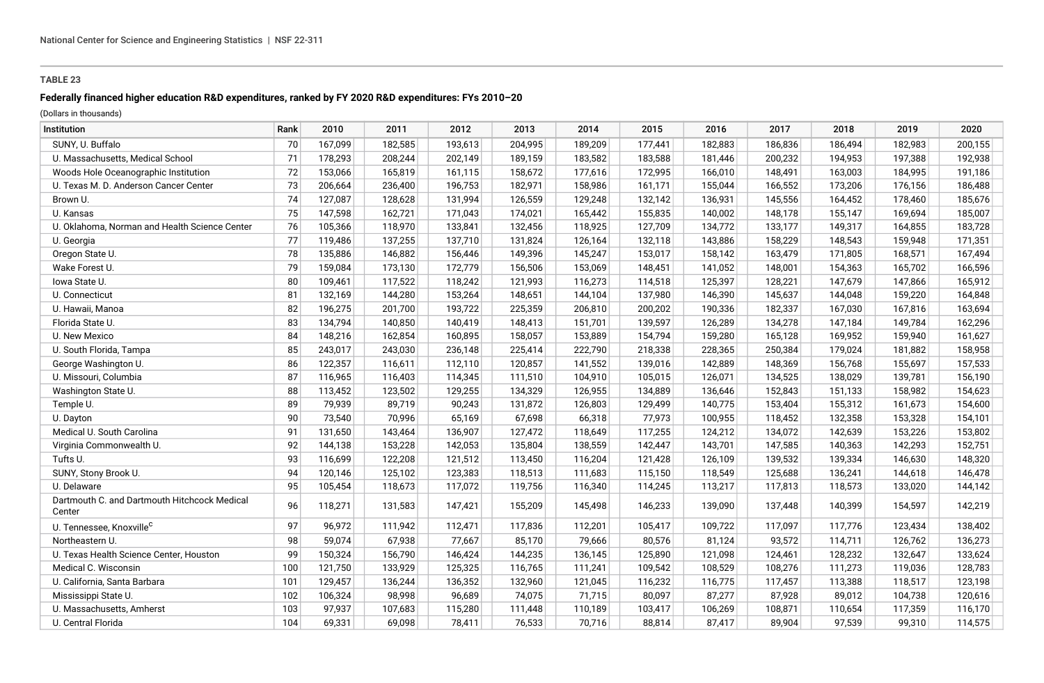**TABLE 23**

**Federally financed higher education R&D expenditures, ranked by FY 2020 R&D expenditures: FYs 2010–20**

(Dollars in thousands)

| Institution | Rank | 2010 | 2011 | 2012 | 2013 | 2014 | 2015 | 2016 | 2017 | 2018 | 2019 | 2020 |
|---|---|---|---|---|---|---|---|---|---|---|---|---|
| SUNY, U. Buffalo | 70 | 167,099 | 182,585 | 193,613 | 204,995 | 189,209 | 177,441 | 182,883 | 186,836 | 186,494 | 182,983 | 200,155 |
| U. Massachusetts, Medical School | 71 | 178,293 | 208,244 | 202,149 | 189,159 | 183,582 | 183,588 | 181,446 | 200,232 | 194,953 | 197,388 | 192,938 |
| Woods Hole Oceanographic Institution | 72 | 153,066 | 165,819 | 161,115 | 158,672 | 177,616 | 172,995 | 166,010 | 148,491 | 163,003 | 184,995 | 191,186 |
| U. Texas M. D. Anderson Cancer Center | 73 | 206,664 | 236,400 | 196,753 | 182,971 | 158,986 | 161,171 | 155,044 | 166,552 | 173,206 | 176,156 | 186,488 |
| Brown U. | 74 | 127,087 | 128,628 | 131,994 | 126,559 | 129,248 | 132,142 | 136,931 | 145,556 | 164,452 | 178,460 | 185,676 |
| U. Kansas | 75 | 147,598 | 162,721 | 171,043 | 174,021 | 165,442 | 155,835 | 140,002 | 148,178 | 155,147 | 169,694 | 185,007 |
| U. Oklahoma, Norman and Health Science Center | 76 | 105,366 | 118,970 | 133,841 | 132,456 | 118,925 | 127,709 | 134,772 | 133,177 | 149,317 | 164,855 | 183,728 |
| U. Georgia | 77 | 119,486 | 137,255 | 137,710 | 131,824 | 126,164 | 132,118 | 143,886 | 158,229 | 148,543 | 159,948 | 171,351 |
| Oregon State U. | 78 | 135,886 | 146,882 | 156,446 | 149,396 | 145,247 | 153,017 | 158,142 | 163,479 | 171,805 | 168,571 | 167,494 |
| Wake Forest U. | 79 | 159,084 | 173,130 | 172,779 | 156,506 | 153,069 | 148,451 | 141,052 | 148,001 | 154,363 | 165,702 | 166,596 |
| Iowa State U. | 80 | 109,461 | 117,522 | 118,242 | 121,993 | 116,273 | 114,518 | 125,397 | 128,221 | 147,679 | 147,866 | 165,912 |
| U. Connecticut | 81 | 132,169 | 144,280 | 153,264 | 148,651 | 144,104 | 137,980 | 146,390 | 145,637 | 144,048 | 159,220 | 164,848 |
| U. Hawaii, Manoa | 82 | 196,275 | 201,700 | 193,722 | 225,359 | 206,810 | 200,202 | 190,336 | 182,337 | 167,030 | 167,816 | 163,694 |
| Florida State U. | 83 | 134,794 | 140,850 | 140,419 | 148,413 | 151,701 | 139,597 | 126,289 | 134,278 | 147,184 | 149,784 | 162,296 |
| U. New Mexico | 84 | 148,216 | 162,854 | 160,895 | 158,057 | 153,889 | 154,794 | 159,280 | 165,128 | 169,952 | 159,940 | 161,627 |
| U. South Florida, Tampa | 85 | 243,017 | 243,030 | 236,148 | 225,414 | 222,790 | 218,338 | 228,365 | 250,384 | 179,024 | 181,882 | 158,958 |
| George Washington U. | 86 | 122,357 | 116,611 | 112,110 | 120,857 | 141,552 | 139,016 | 142,889 | 148,369 | 156,768 | 155,697 | 157,533 |
| U. Missouri, Columbia | 87 | 116,965 | 116,403 | 114,345 | 111,510 | 104,910 | 105,015 | 126,071 | 134,525 | 138,029 | 139,781 | 156,190 |
| Washington State U. | 88 | 113,452 | 123,502 | 129,255 | 134,329 | 126,955 | 134,889 | 136,646 | 152,843 | 151,133 | 158,982 | 154,623 |
| Temple U. | 89 | 79,939 | 89,719 | 90,243 | 131,872 | 126,803 | 129,499 | 140,775 | 153,404 | 155,312 | 161,673 | 154,600 |
| U. Dayton | 90 | 73,540 | 70,996 | 65,169 | 67,698 | 66,318 | 77,973 | 100,955 | 118,452 | 132,358 | 153,328 | 154,101 |
| Medical U. South Carolina | 91 | 131,650 | 143,464 | 136,907 | 127,472 | 118,649 | 117,255 | 124,212 | 134,072 | 142,639 | 153,226 | 153,802 |
| Virginia Commonwealth U. | 92 | 144,138 | 153,228 | 142,053 | 135,804 | 138,559 | 142,447 | 143,701 | 147,585 | 140,363 | 142,293 | 152,751 |
| Tufts U. | 93 | 116,699 | 122,208 | 121,512 | 113,450 | 116,204 | 121,428 | 126,109 | 139,532 | 139,334 | 146,630 | 148,320 |
| SUNY, Stony Brook U. | 94 | 120,146 | 125,102 | 123,383 | 118,513 | 111,683 | 115,150 | 118,549 | 125,688 | 136,241 | 144,618 | 146,478 |
| U. Delaware | 95 | 105,454 | 118,673 | 117,072 | 119,756 | 116,340 | 114,245 | 113,217 | 117,813 | 118,573 | 133,020 | 144,142 |
| Dartmouth C. and Dartmouth Hitchcock Medical Center | 96 | 118,271 | 131,583 | 147,421 | 155,209 | 145,498 | 146,233 | 139,090 | 137,448 | 140,399 | 154,597 | 142,219 |
| U. Tennessee, Knoxville[c] | 97 | 96,972 | 111,942 | 112,471 | 117,836 | 112,201 | 105,417 | 109,722 | 117,097 | 117,776 | 123,434 | 138,402 |
| Northeastern U. | 98 | 59,074 | 67,938 | 77,667 | 85,170 | 79,666 | 80,576 | 81,124 | 93,572 | 114,711 | 126,762 | 136,273 |
| U. Texas Health Science Center, Houston | 99 | 150,324 | 156,790 | 146,424 | 144,235 | 136,145 | 125,890 | 121,098 | 124,461 | 128,232 | 132,647 | 133,624 |
| Medical C. Wisconsin | 100 | 121,750 | 133,929 | 125,325 | 116,765 | 111,241 | 109,542 | 108,529 | 108,276 | 111,273 | 119,036 | 128,783 |
| U. California, Santa Barbara | 101 | 129,457 | 136,244 | 136,352 | 132,960 | 121,045 | 116,232 | 116,775 | 117,457 | 113,388 | 118,517 | 123,198 |
| Mississippi State U. | 102 | 106,324 | 98,998 | 96,689 | 74,075 | 71,715 | 80,097 | 87,277 | 87,928 | 89,012 | 104,738 | 120,616 |
| U. Massachusetts, Amherst | 103 | 97,937 | 107,683 | 115,280 | 111,448 | 110,189 | 103,417 | 106,269 | 108,871 | 110,654 | 117,359 | 116,170 |
| U. Central Florida | 104 | 69,331 | 69,098 | 78,411 | 76,533 | 70,716 | 88,814 | 87,417 | 89,904 | 97,539 | 99,310 | 114,575 |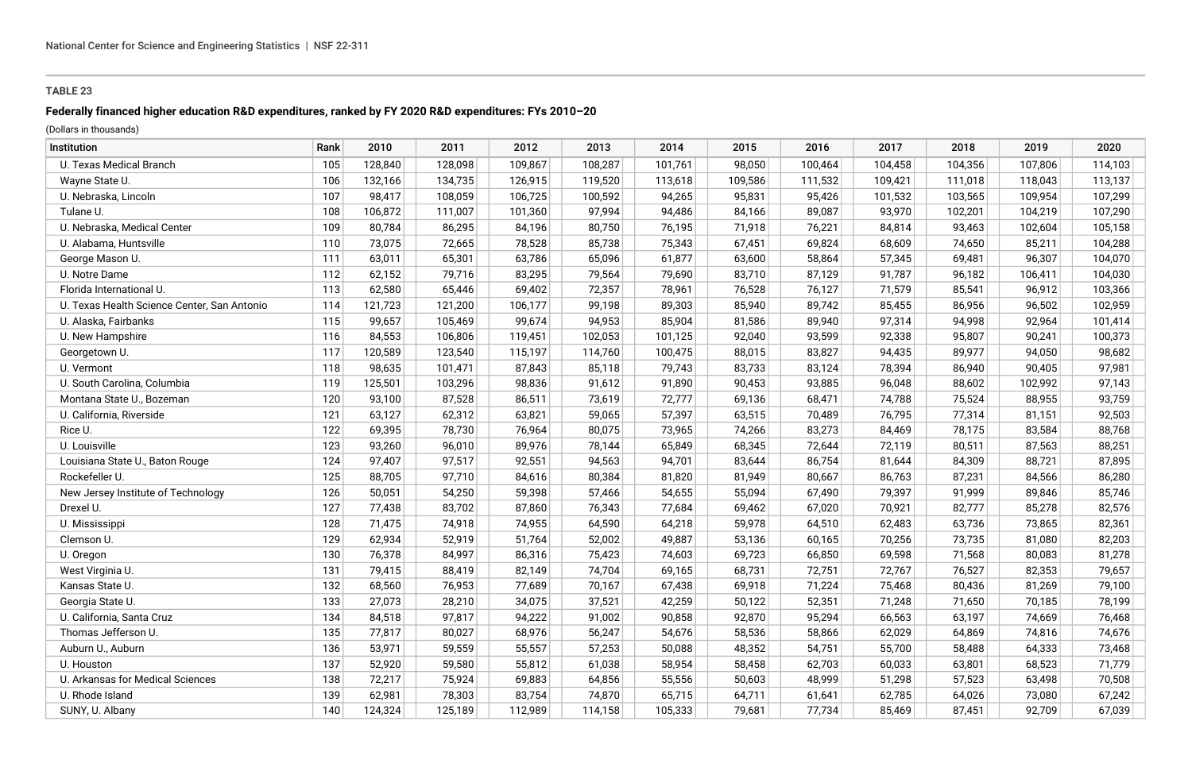**TABLE 23**

**Federally financed higher education R&D expenditures, ranked by FY 2020 R&D expenditures: FYs 2010–20**

(Dollars in thousands)

| Institution | Rank | 2010 | 2011 | 2012 | 2013 | 2014 | 2015 | 2016 | 2017 | 2018 | 2019 | 2020 |
|---|---|---|---|---|---|---|---|---|---|---|---|---|
| U. Texas Medical Branch | 105 | 128,840 | 128,098 | 109,867 | 108,287 | 101,761 | 98,050 | 100,464 | 104,458 | 104,356 | 107,806 | 114,103 |
| Wayne State U. | 106 | 132,166 | 134,735 | 126,915 | 119,520 | 113,618 | 109,586 | 111,532 | 109,421 | 111,018 | 118,043 | 113,137 |
| U. Nebraska, Lincoln | 107 | 98,417 | 108,059 | 106,725 | 100,592 | 94,265 | 95,831 | 95,426 | 101,532 | 103,565 | 109,954 | 107,299 |
| Tulane U. | 108 | 106,872 | 111,007 | 101,360 | 97,994 | 94,486 | 84,166 | 89,087 | 93,970 | 102,201 | 104,219 | 107,290 |
| U. Nebraska, Medical Center | 109 | 80,784 | 86,295 | 84,196 | 80,750 | 76,195 | 71,918 | 76,221 | 84,814 | 93,463 | 102,604 | 105,158 |
| U. Alabama, Huntsville | 110 | 73,075 | 72,665 | 78,528 | 85,738 | 75,343 | 67,451 | 69,824 | 68,609 | 74,650 | 85,211 | 104,288 |
| George Mason U. | 111 | 63,011 | 65,301 | 63,786 | 65,096 | 61,877 | 63,600 | 58,864 | 57,345 | 69,481 | 96,307 | 104,070 |
| U. Notre Dame | 112 | 62,152 | 79,716 | 83,295 | 79,564 | 79,690 | 83,710 | 87,129 | 91,787 | 96,182 | 106,411 | 104,030 |
| Florida International U. | 113 | 62,580 | 65,446 | 69,402 | 72,357 | 78,961 | 76,528 | 76,127 | 71,579 | 85,541 | 96,912 | 103,366 |
| U. Texas Health Science Center, San Antonio | 114 | 121,723 | 121,200 | 106,177 | 99,198 | 89,303 | 85,940 | 89,742 | 85,455 | 86,956 | 96,502 | 102,959 |
| U. Alaska, Fairbanks | 115 | 99,657 | 105,469 | 99,674 | 94,953 | 85,904 | 81,586 | 89,940 | 97,314 | 94,998 | 92,964 | 101,414 |
| U. New Hampshire | 116 | 84,553 | 106,806 | 119,451 | 102,053 | 101,125 | 92,040 | 93,599 | 92,338 | 95,807 | 90,241 | 100,373 |
| Georgetown U. | 117 | 120,589 | 123,540 | 115,197 | 114,760 | 100,475 | 88,015 | 83,827 | 94,435 | 89,977 | 94,050 | 98,682 |
| U. Vermont | 118 | 98,635 | 101,471 | 87,843 | 85,118 | 79,743 | 83,733 | 83,124 | 78,394 | 86,940 | 90,405 | 97,981 |
| U. South Carolina, Columbia | 119 | 125,501 | 103,296 | 98,836 | 91,612 | 91,890 | 90,453 | 93,885 | 96,048 | 88,602 | 102,992 | 97,143 |
| Montana State U., Bozeman | 120 | 93,100 | 87,528 | 86,511 | 73,619 | 72,777 | 69,136 | 68,471 | 74,788 | 75,524 | 88,955 | 93,759 |
| U. California, Riverside | 121 | 63,127 | 62,312 | 63,821 | 59,065 | 57,397 | 63,515 | 70,489 | 76,795 | 77,314 | 81,151 | 92,503 |
| Rice U. | 122 | 69,395 | 78,730 | 76,964 | 80,075 | 73,965 | 74,266 | 83,273 | 84,469 | 78,175 | 83,584 | 88,768 |
| U. Louisville | 123 | 93,260 | 96,010 | 89,976 | 78,144 | 65,849 | 68,345 | 72,644 | 72,119 | 80,511 | 87,563 | 88,251 |
| Louisiana State U., Baton Rouge | 124 | 97,407 | 97,517 | 92,551 | 94,563 | 94,701 | 83,644 | 86,754 | 81,644 | 84,309 | 88,721 | 87,895 |
| Rockefeller U. | 125 | 88,705 | 97,710 | 84,616 | 80,384 | 81,820 | 81,949 | 80,667 | 86,763 | 87,231 | 84,566 | 86,280 |
| New Jersey Institute of Technology | 126 | 50,051 | 54,250 | 59,398 | 57,466 | 54,655 | 55,094 | 67,490 | 79,397 | 91,999 | 89,846 | 85,746 |
| Drexel U. | 127 | 77,438 | 83,702 | 87,860 | 76,343 | 77,684 | 69,462 | 67,020 | 70,921 | 82,777 | 85,278 | 82,576 |
| U. Mississippi | 128 | 71,475 | 74,918 | 74,955 | 64,590 | 64,218 | 59,978 | 64,510 | 62,483 | 63,736 | 73,865 | 82,361 |
| Clemson U. | 129 | 62,934 | 52,919 | 51,764 | 52,002 | 49,887 | 53,136 | 60,165 | 70,256 | 73,735 | 81,080 | 82,203 |
| U. Oregon | 130 | 76,378 | 84,997 | 86,316 | 75,423 | 74,603 | 69,723 | 66,850 | 69,598 | 71,568 | 80,083 | 81,278 |
| West Virginia U. | 131 | 79,415 | 88,419 | 82,149 | 74,704 | 69,165 | 68,731 | 72,751 | 72,767 | 76,527 | 82,353 | 79,657 |
| Kansas State U. | 132 | 68,560 | 76,953 | 77,689 | 70,167 | 67,438 | 69,918 | 71,224 | 75,468 | 80,436 | 81,269 | 79,100 |
| Georgia State U. | 133 | 27,073 | 28,210 | 34,075 | 37,521 | 42,259 | 50,122 | 52,351 | 71,248 | 71,650 | 70,185 | 78,199 |
| U. California, Santa Cruz | 134 | 84,518 | 97,817 | 94,222 | 91,002 | 90,858 | 92,870 | 95,294 | 66,563 | 63,197 | 74,669 | 76,468 |
| Thomas Jefferson U. | 135 | 77,817 | 80,027 | 68,976 | 56,247 | 54,676 | 58,536 | 58,866 | 62,029 | 64,869 | 74,816 | 74,676 |
| Auburn U., Auburn | 136 | 53,971 | 59,559 | 55,557 | 57,253 | 50,088 | 48,352 | 54,751 | 55,700 | 58,488 | 64,333 | 73,468 |
| U. Houston | 137 | 52,920 | 59,580 | 55,812 | 61,038 | 58,954 | 58,458 | 62,703 | 60,033 | 63,801 | 68,523 | 71,779 |
| U. Arkansas for Medical Sciences | 138 | 72,217 | 75,924 | 69,883 | 64,856 | 55,556 | 50,603 | 48,999 | 51,298 | 57,523 | 63,498 | 70,508 |
| U. Rhode Island | 139 | 62,981 | 78,303 | 83,754 | 74,870 | 65,715 | 64,711 | 61,641 | 62,785 | 64,026 | 73,080 | 67,242 |
| SUNY, U. Albany | 140 | 124,324 | 125,189 | 112,989 | 114,158 | 105,333 | 79,681 | 77,734 | 85,469 | 87,451 | 92,709 | 67,039 |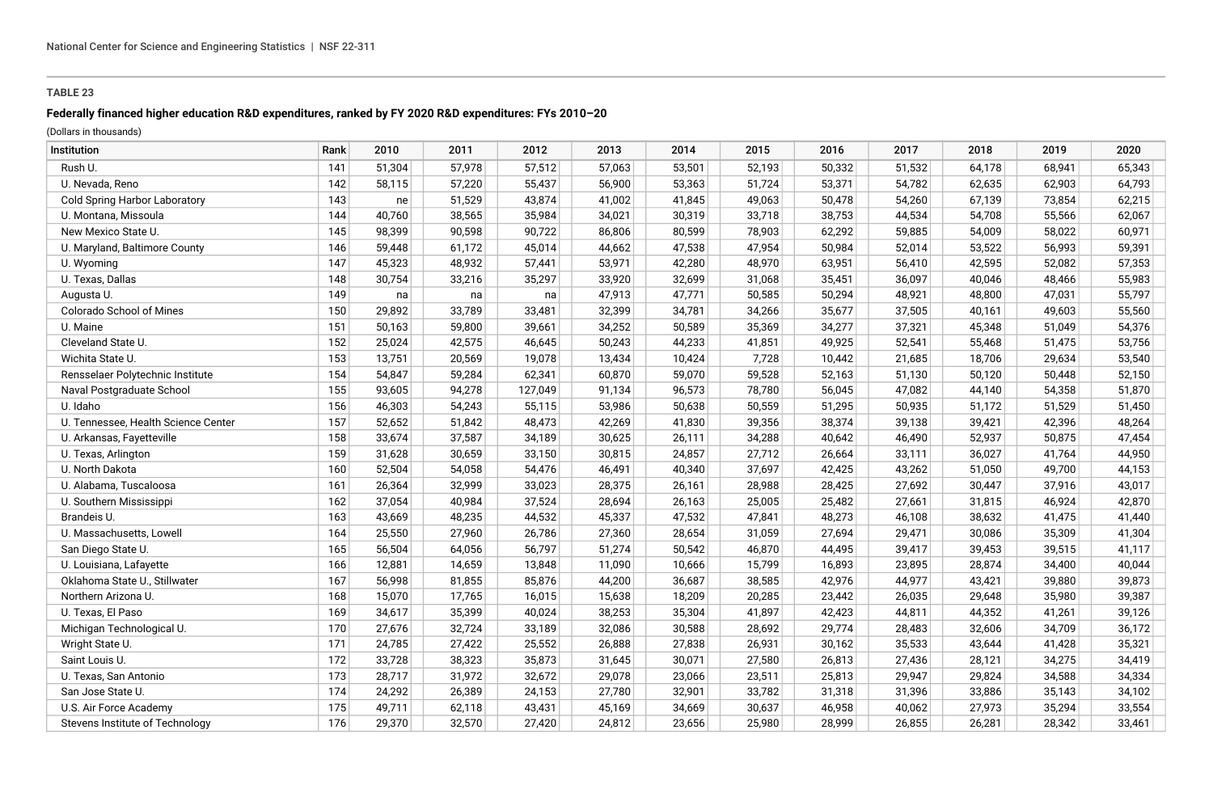**TABLE 23**

**Federally financed higher education R&D expenditures, ranked by FY 2020 R&D expenditures: FYs 2010–20**

(Dollars in thousands)

| Institution | Rank | 2010 | 2011 | 2012 | 2013 | 2014 | 2015 | 2016 | 2017 | 2018 | 2019 | 2020 |
|---|---|---|---|---|---|---|---|---|---|---|---|---|
| Rush U. | 141 | 51,304 | 57,978 | 57,512 | 57,063 | 53,501 | 52,193 | 50,332 | 51,532 | 64,178 | 68,941 | 65,343 |
| U. Nevada, Reno | 142 | 58,115 | 57,220 | 55,437 | 56,900 | 53,363 | 51,724 | 53,371 | 54,782 | 62,635 | 62,903 | 64,793 |
| Cold Spring Harbor Laboratory | 143 | ne | 51,529 | 43,874 | 41,002 | 41,845 | 49,063 | 50,478 | 54,260 | 67,139 | 73,854 | 62,215 |
| U. Montana, Missoula | 144 | 40,760 | 38,565 | 35,984 | 34,021 | 30,319 | 33,718 | 38,753 | 44,534 | 54,708 | 55,566 | 62,067 |
| New Mexico State U. | 145 | 98,399 | 90,598 | 90,722 | 86,806 | 80,599 | 78,903 | 62,292 | 59,885 | 54,009 | 58,022 | 60,971 |
| U. Maryland, Baltimore County | 146 | 59,448 | 61,172 | 45,014 | 44,662 | 47,538 | 47,954 | 50,984 | 52,014 | 53,522 | 56,993 | 59,391 |
| U. Wyoming | 147 | 45,323 | 48,932 | 57,441 | 53,971 | 42,280 | 48,970 | 63,951 | 56,410 | 42,595 | 52,082 | 57,353 |
| U. Texas, Dallas | 148 | 30,754 | 33,216 | 35,297 | 33,920 | 32,699 | 31,068 | 35,451 | 36,097 | 40,046 | 48,466 | 55,983 |
| Augusta U. | 149 | na | na | na | 47,913 | 47,771 | 50,585 | 50,294 | 48,921 | 48,800 | 47,031 | 55,797 |
| Colorado School of Mines | 150 | 29,892 | 33,789 | 33,481 | 32,399 | 34,781 | 34,266 | 35,677 | 37,505 | 40,161 | 49,603 | 55,560 |
| U. Maine | 151 | 50,163 | 59,800 | 39,661 | 34,252 | 50,589 | 35,369 | 34,277 | 37,321 | 45,348 | 51,049 | 54,376 |
| Cleveland State U. | 152 | 25,024 | 42,575 | 46,645 | 50,243 | 44,233 | 41,851 | 49,925 | 52,541 | 55,468 | 51,475 | 53,756 |
| Wichita State U. | 153 | 13,751 | 20,569 | 19,078 | 13,434 | 10,424 | 7,728 | 10,442 | 21,685 | 18,706 | 29,634 | 53,540 |
| Rensselaer Polytechnic Institute | 154 | 54,847 | 59,284 | 62,341 | 60,870 | 59,070 | 59,528 | 52,163 | 51,130 | 50,120 | 50,448 | 52,150 |
| Naval Postgraduate School | 155 | 93,605 | 94,278 | 127,049 | 91,134 | 96,573 | 78,780 | 56,045 | 47,082 | 44,140 | 54,358 | 51,870 |
| U. Idaho | 156 | 46,303 | 54,243 | 55,115 | 53,986 | 50,638 | 50,559 | 51,295 | 50,935 | 51,172 | 51,529 | 51,450 |
| U. Tennessee, Health Science Center | 157 | 52,652 | 51,842 | 48,473 | 42,269 | 41,830 | 39,356 | 38,374 | 39,138 | 39,421 | 42,396 | 48,264 |
| U. Arkansas, Fayetteville | 158 | 33,674 | 37,587 | 34,189 | 30,625 | 26,111 | 34,288 | 40,642 | 46,490 | 52,937 | 50,875 | 47,454 |
| U. Texas, Arlington | 159 | 31,628 | 30,659 | 33,150 | 30,815 | 24,857 | 27,712 | 26,664 | 33,111 | 36,027 | 41,764 | 44,950 |
| U. North Dakota | 160 | 52,504 | 54,058 | 54,476 | 46,491 | 40,340 | 37,697 | 42,425 | 43,262 | 51,050 | 49,700 | 44,153 |
| U. Alabama, Tuscaloosa | 161 | 26,364 | 32,999 | 33,023 | 28,375 | 26,161 | 28,988 | 28,425 | 27,692 | 30,447 | 37,916 | 43,017 |
| U. Southern Mississippi | 162 | 37,054 | 40,984 | 37,524 | 28,694 | 26,163 | 25,005 | 25,482 | 27,661 | 31,815 | 46,924 | 42,870 |
| Brandeis U. | 163 | 43,669 | 48,235 | 44,532 | 45,337 | 47,532 | 47,841 | 48,273 | 46,108 | 38,632 | 41,475 | 41,440 |
| U. Massachusetts, Lowell | 164 | 25,550 | 27,960 | 26,786 | 27,360 | 28,654 | 31,059 | 27,694 | 29,471 | 30,086 | 35,309 | 41,304 |
| San Diego State U. | 165 | 56,504 | 64,056 | 56,797 | 51,274 | 50,542 | 46,870 | 44,495 | 39,417 | 39,453 | 39,515 | 41,117 |
| U. Louisiana, Lafayette | 166 | 12,881 | 14,659 | 13,848 | 11,090 | 10,666 | 15,799 | 16,893 | 23,895 | 28,874 | 34,400 | 40,044 |
| Oklahoma State U., Stillwater | 167 | 56,998 | 81,855 | 85,876 | 44,200 | 36,687 | 38,585 | 42,976 | 44,977 | 43,421 | 39,880 | 39,873 |
| Northern Arizona U. | 168 | 15,070 | 17,765 | 16,015 | 15,638 | 18,209 | 20,285 | 23,442 | 26,035 | 29,648 | 35,980 | 39,387 |
| U. Texas, El Paso | 169 | 34,617 | 35,399 | 40,024 | 38,253 | 35,304 | 41,897 | 42,423 | 44,811 | 44,352 | 41,261 | 39,126 |
| Michigan Technological U. | 170 | 27,676 | 32,724 | 33,189 | 32,086 | 30,588 | 28,692 | 29,774 | 28,483 | 32,606 | 34,709 | 36,172 |
| Wright State U. | 171 | 24,785 | 27,422 | 25,552 | 26,888 | 27,838 | 26,931 | 30,162 | 35,533 | 43,644 | 41,428 | 35,321 |
| Saint Louis U. | 172 | 33,728 | 38,323 | 35,873 | 31,645 | 30,071 | 27,580 | 26,813 | 27,436 | 28,121 | 34,275 | 34,419 |
| U. Texas, San Antonio | 173 | 28,717 | 31,972 | 32,672 | 29,078 | 23,066 | 23,511 | 25,813 | 29,947 | 29,824 | 34,588 | 34,334 |
| San Jose State U. | 174 | 24,292 | 26,389 | 24,153 | 27,780 | 32,901 | 33,782 | 31,318 | 31,396 | 33,886 | 35,143 | 34,102 |
| U.S. Air Force Academy | 175 | 49,711 | 62,118 | 43,431 | 45,169 | 34,669 | 30,637 | 46,958 | 40,062 | 27,973 | 35,294 | 33,554 |
| Stevens Institute of Technology | 176 | 29,370 | 32,570 | 27,420 | 24,812 | 23,656 | 25,980 | 28,999 | 26,855 | 26,281 | 28,342 | 33,461 |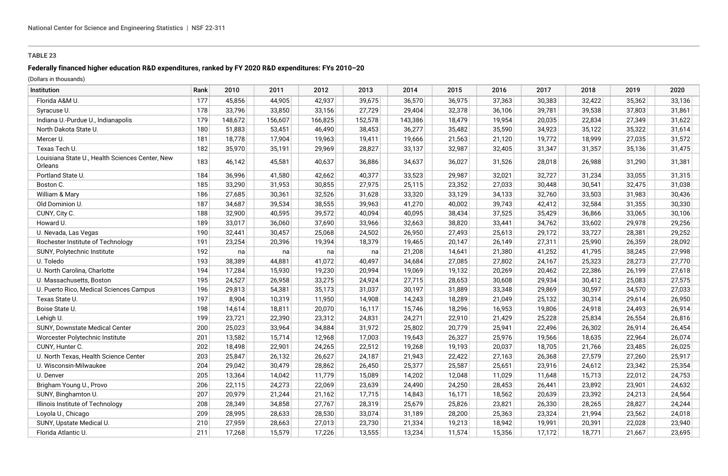**TABLE 23**

**Federally financed higher education R&D expenditures, ranked by FY 2020 R&D expenditures: FYs 2010–20**

(Dollars in thousands)

| Institution | Rank | 2010 | 2011 | 2012 | 2013 | 2014 | 2015 | 2016 | 2017 | 2018 | 2019 | 2020 |
|---|---|---|---|---|---|---|---|---|---|---|---|---|
| Florida A&M U. | 177 | 45,856 | 44,905 | 42,937 | 39,675 | 36,570 | 36,975 | 37,363 | 30,383 | 32,422 | 35,362 | 33,136 |
| Syracuse U. | 178 | 33,796 | 33,850 | 33,156 | 27,729 | 29,404 | 32,378 | 36,106 | 39,781 | 39,538 | 37,803 | 31,861 |
| Indiana U.-Purdue U., Indianapolis | 179 | 148,672 | 156,607 | 166,825 | 152,578 | 143,386 | 18,479 | 19,954 | 20,035 | 22,834 | 27,349 | 31,622 |
| North Dakota State U. | 180 | 51,883 | 53,451 | 46,490 | 38,453 | 36,277 | 35,482 | 35,590 | 34,923 | 35,122 | 35,322 | 31,614 |
| Mercer U. | 181 | 18,778 | 17,904 | 19,963 | 19,411 | 19,666 | 21,563 | 21,120 | 19,772 | 18,999 | 27,035 | 31,572 |
| Texas Tech U. | 182 | 35,970 | 35,191 | 29,969 | 28,827 | 33,137 | 32,987 | 32,405 | 31,347 | 31,357 | 35,136 | 31,475 |
| Louisiana State U., Health Sciences Center, New Orleans | 183 | 46,142 | 45,581 | 40,637 | 36,886 | 34,637 | 36,027 | 31,526 | 28,018 | 26,988 | 31,290 | 31,381 |
| Portland State U. | 184 | 36,996 | 41,580 | 42,662 | 40,377 | 33,523 | 29,987 | 32,021 | 32,727 | 31,234 | 33,055 | 31,315 |
| Boston C. | 185 | 33,290 | 31,953 | 30,855 | 27,975 | 25,115 | 23,352 | 27,033 | 30,448 | 30,541 | 32,475 | 31,038 |
| William & Mary | 186 | 27,685 | 30,361 | 32,526 | 31,628 | 33,320 | 33,129 | 34,133 | 32,760 | 33,503 | 31,983 | 30,436 |
| Old Dominion U. | 187 | 34,687 | 39,534 | 38,555 | 39,963 | 41,270 | 40,002 | 39,743 | 42,412 | 32,584 | 31,355 | 30,330 |
| CUNY, City C. | 188 | 32,900 | 40,595 | 39,572 | 40,094 | 40,095 | 38,434 | 37,525 | 35,429 | 36,866 | 33,065 | 30,106 |
| Howard U. | 189 | 33,017 | 36,060 | 37,690 | 33,966 | 32,663 | 38,820 | 33,441 | 34,762 | 33,602 | 29,978 | 29,256 |
| U. Nevada, Las Vegas | 190 | 32,441 | 30,457 | 25,068 | 24,502 | 26,950 | 27,493 | 25,613 | 29,172 | 33,727 | 28,381 | 29,252 |
| Rochester Institute of Technology | 191 | 23,254 | 20,396 | 19,394 | 18,379 | 19,465 | 20,147 | 26,149 | 27,311 | 25,990 | 26,359 | 28,092 |
| SUNY, Polytechnic Institute | 192 | na | na | na | na | 21,208 | 14,641 | 21,380 | 41,252 | 41,795 | 38,245 | 27,998 |
| U. Toledo | 193 | 38,389 | 44,881 | 41,072 | 40,497 | 34,684 | 27,085 | 27,802 | 24,167 | 25,323 | 28,273 | 27,770 |
| U. North Carolina, Charlotte | 194 | 17,284 | 15,930 | 19,230 | 20,994 | 19,069 | 19,132 | 20,269 | 20,462 | 22,386 | 26,199 | 27,618 |
| U. Massachusetts, Boston | 195 | 24,527 | 26,958 | 33,275 | 24,924 | 27,715 | 28,653 | 30,608 | 29,934 | 30,412 | 25,083 | 27,575 |
| U. Puerto Rico, Medical Sciences Campus | 196 | 29,813 | 54,381 | 35,173 | 31,037 | 30,197 | 31,889 | 33,348 | 29,869 | 30,597 | 34,570 | 27,033 |
| Texas State U. | 197 | 8,904 | 10,319 | 11,950 | 14,908 | 14,243 | 18,289 | 21,049 | 25,132 | 30,314 | 29,614 | 26,950 |
| Boise State U. | 198 | 14,614 | 18,811 | 20,070 | 16,117 | 15,746 | 18,296 | 16,953 | 19,806 | 24,918 | 24,493 | 26,914 |
| Lehigh U. | 199 | 23,721 | 22,390 | 23,312 | 24,831 | 24,271 | 22,910 | 21,429 | 25,228 | 25,834 | 26,554 | 26,816 |
| SUNY, Downstate Medical Center | 200 | 25,023 | 33,964 | 34,884 | 31,972 | 25,802 | 20,779 | 25,941 | 22,496 | 26,302 | 26,914 | 26,454 |
| Worcester Polytechnic Institute | 201 | 13,582 | 15,714 | 12,968 | 17,003 | 19,643 | 26,327 | 25,976 | 19,566 | 18,635 | 22,964 | 26,074 |
| CUNY, Hunter C. | 202 | 18,498 | 22,901 | 24,265 | 22,512 | 19,268 | 19,193 | 20,037 | 18,705 | 21,766 | 23,485 | 26,025 |
| U. North Texas, Health Science Center | 203 | 25,847 | 26,132 | 26,627 | 24,187 | 21,943 | 22,422 | 27,163 | 26,368 | 27,579 | 27,260 | 25,917 |
| U. Wisconsin-Milwaukee | 204 | 29,042 | 30,479 | 28,862 | 26,450 | 25,377 | 25,587 | 25,651 | 23,916 | 24,612 | 23,342 | 25,354 |
| U. Denver | 205 | 13,364 | 14,042 | 11,779 | 15,089 | 14,202 | 12,048 | 11,029 | 11,648 | 15,713 | 22,012 | 24,753 |
| Brigham Young U., Provo | 206 | 22,115 | 24,273 | 22,069 | 23,639 | 24,490 | 24,250 | 28,453 | 26,441 | 23,892 | 23,901 | 24,632 |
| SUNY, Binghamton U. | 207 | 20,979 | 21,244 | 21,162 | 17,715 | 14,843 | 16,171 | 18,562 | 20,639 | 23,392 | 24,213 | 24,564 |
| Illinois Institute of Technology | 208 | 28,349 | 34,858 | 27,767 | 28,319 | 25,679 | 25,826 | 23,821 | 26,330 | 28,265 | 28,827 | 24,244 |
| Loyola U., Chicago | 209 | 28,995 | 28,633 | 28,530 | 33,074 | 31,189 | 28,200 | 25,363 | 23,324 | 21,994 | 23,562 | 24,018 |
| SUNY, Upstate Medical U. | 210 | 27,959 | 28,663 | 27,013 | 23,730 | 21,334 | 19,213 | 18,942 | 19,991 | 20,391 | 22,028 | 23,940 |
| Florida Atlantic U. | 211 | 17,268 | 15,579 | 17,226 | 13,555 | 13,234 | 11,574 | 15,356 | 17,172 | 18,771 | 21,667 | 23,695 |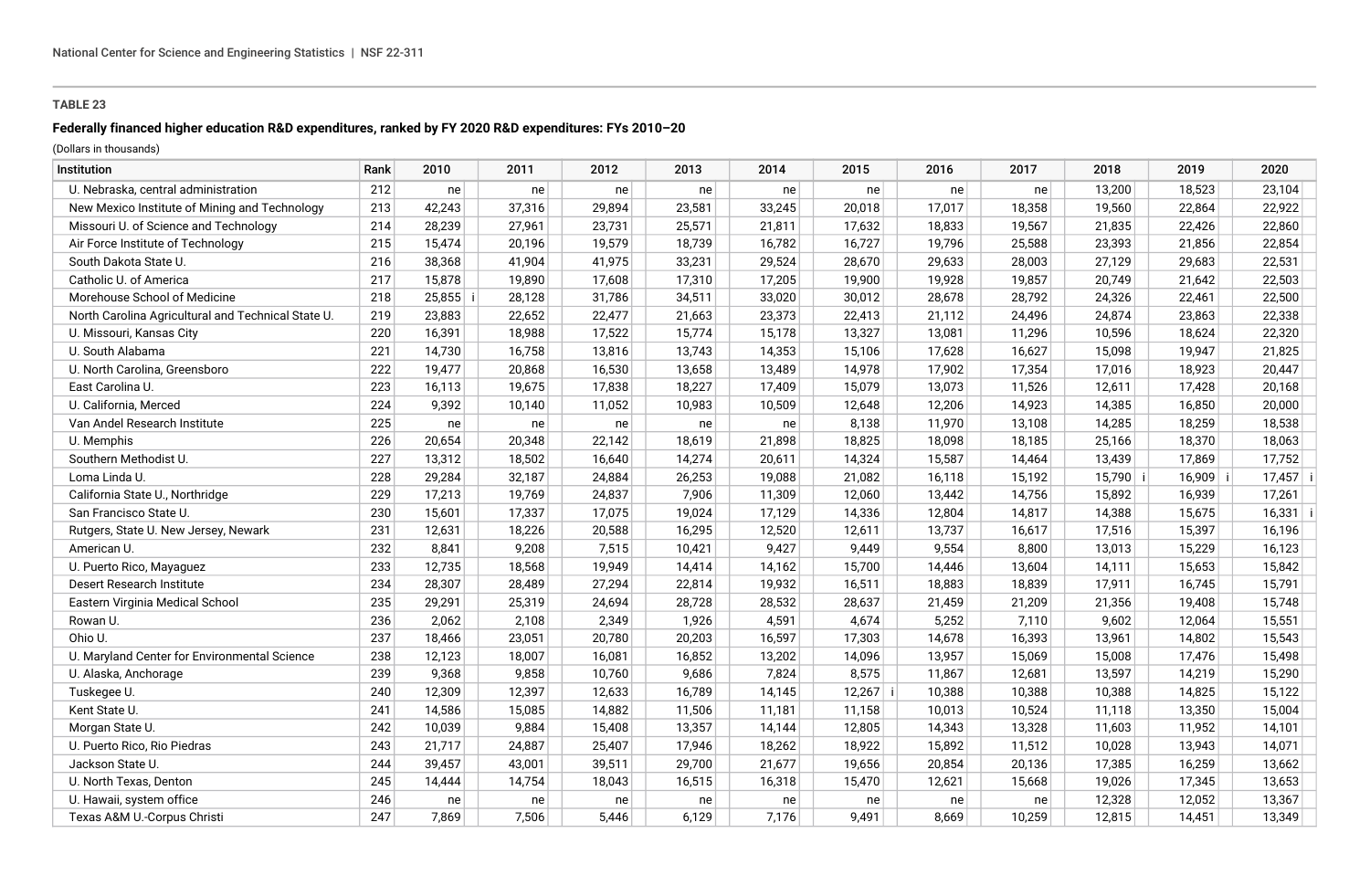**TABLE 23**

**Federally financed higher education R&D expenditures, ranked by FY 2020 R&D expenditures: FYs 2010–20**

(Dollars in thousands)

| Institution | Rank | 2010 | 2011 | 2012 | 2013 | 2014 | 2015 | 2016 | 2017 | 2018 | 2019 | 2020 |
|---|---|---|---|---|---|---|---|---|---|---|---|---|
| U. Nebraska, central administration | 212 | ne | ne | ne | ne | ne | ne | ne | ne | 13,200 | 18,523 | 23,104 |
| New Mexico Institute of Mining and Technology | 213 | 42,243 | 37,316 | 29,894 | 23,581 | 33,245 | 20,018 | 17,017 | 18,358 | 19,560 | 22,864 | 22,922 |
| Missouri U. of Science and Technology | 214 | 28,239 | 27,961 | 23,731 | 25,571 | 21,811 | 17,632 | 18,833 | 19,567 | 21,835 | 22,426 | 22,860 |
| Air Force Institute of Technology | 215 | 15,474 | 20,196 | 19,579 | 18,739 | 16,782 | 16,727 | 19,796 | 25,588 | 23,393 | 21,856 | 22,854 |
| South Dakota State U. | 216 | 38,368 | 41,904 | 41,975 | 33,231 | 29,524 | 28,670 | 29,633 | 28,003 | 27,129 | 29,683 | 22,531 |
| Catholic U. of America | 217 | 15,878 | 19,890 | 17,608 | 17,310 | 17,205 | 19,900 | 19,928 | 19,857 | 20,749 | 21,642 | 22,503 |
| Morehouse School of Medicine | 218 | 25,855 i | 28,128 | 31,786 | 34,511 | 33,020 | 30,012 | 28,678 | 28,792 | 24,326 | 22,461 | 22,500 |
| North Carolina Agricultural and Technical State U. | 219 | 23,883 | 22,652 | 22,477 | 21,663 | 23,373 | 22,413 | 21,112 | 24,496 | 24,874 | 23,863 | 22,338 |
| U. Missouri, Kansas City | 220 | 16,391 | 18,988 | 17,522 | 15,774 | 15,178 | 13,327 | 13,081 | 11,296 | 10,596 | 18,624 | 22,320 |
| U. South Alabama | 221 | 14,730 | 16,758 | 13,816 | 13,743 | 14,353 | 15,106 | 17,628 | 16,627 | 15,098 | 19,947 | 21,825 |
| U. North Carolina, Greensboro | 222 | 19,477 | 20,868 | 16,530 | 13,658 | 13,489 | 14,978 | 17,902 | 17,354 | 17,016 | 18,923 | 20,447 |
| East Carolina U. | 223 | 16,113 | 19,675 | 17,838 | 18,227 | 17,409 | 15,079 | 13,073 | 11,526 | 12,611 | 17,428 | 20,168 |
| U. California, Merced | 224 | 9,392 | 10,140 | 11,052 | 10,983 | 10,509 | 12,648 | 12,206 | 14,923 | 14,385 | 16,850 | 20,000 |
| Van Andel Research Institute | 225 | ne | ne | ne | ne | ne | 8,138 | 11,970 | 13,108 | 14,285 | 18,259 | 18,538 |
| U. Memphis | 226 | 20,654 | 20,348 | 22,142 | 18,619 | 21,898 | 18,825 | 18,098 | 18,185 | 25,166 | 18,370 | 18,063 |
| Southern Methodist U. | 227 | 13,312 | 18,502 | 16,640 | 14,274 | 20,611 | 14,324 | 15,587 | 14,464 | 13,439 | 17,869 | 17,752 |
| Loma Linda U. | 228 | 29,284 | 32,187 | 24,884 | 26,253 | 19,088 | 21,082 | 16,118 | 15,192 | 15,790 i | 16,909 i | 17,457 i |
| California State U., Northridge | 229 | 17,213 | 19,769 | 24,837 | 7,906 | 11,309 | 12,060 | 13,442 | 14,756 | 15,892 | 16,939 | 17,261 |
| San Francisco State U. | 230 | 15,601 | 17,337 | 17,075 | 19,024 | 17,129 | 14,336 | 12,804 | 14,817 | 14,388 | 15,675 | 16,331 i |
| Rutgers, State U. New Jersey, Newark | 231 | 12,631 | 18,226 | 20,588 | 16,295 | 12,520 | 12,611 | 13,737 | 16,617 | 17,516 | 15,397 | 16,196 |
| American U. | 232 | 8,841 | 9,208 | 7,515 | 10,421 | 9,427 | 9,449 | 9,554 | 8,800 | 13,013 | 15,229 | 16,123 |
| U. Puerto Rico, Mayaguez | 233 | 12,735 | 18,568 | 19,949 | 14,414 | 14,162 | 15,700 | 14,446 | 13,604 | 14,111 | 15,653 | 15,842 |
| Desert Research Institute | 234 | 28,307 | 28,489 | 27,294 | 22,814 | 19,932 | 16,511 | 18,883 | 18,839 | 17,911 | 16,745 | 15,791 |
| Eastern Virginia Medical School | 235 | 29,291 | 25,319 | 24,694 | 28,728 | 28,532 | 28,637 | 21,459 | 21,209 | 21,356 | 19,408 | 15,748 |
| Rowan U. | 236 | 2,062 | 2,108 | 2,349 | 1,926 | 4,591 | 4,674 | 5,252 | 7,110 | 9,602 | 12,064 | 15,551 |
| Ohio U. | 237 | 18,466 | 23,051 | 20,780 | 20,203 | 16,597 | 17,303 | 14,678 | 16,393 | 13,961 | 14,802 | 15,543 |
| U. Maryland Center for Environmental Science | 238 | 12,123 | 18,007 | 16,081 | 16,852 | 13,202 | 14,096 | 13,957 | 15,069 | 15,008 | 17,476 | 15,498 |
| U. Alaska, Anchorage | 239 | 9,368 | 9,858 | 10,760 | 9,686 | 7,824 | 8,575 | 11,867 | 12,681 | 13,597 | 14,219 | 15,290 |
| Tuskegee U. | 240 | 12,309 | 12,397 | 12,633 | 16,789 | 14,145 | 12,267 i | 10,388 | 10,388 | 10,388 | 14,825 | 15,122 |
| Kent State U. | 241 | 14,586 | 15,085 | 14,882 | 11,506 | 11,181 | 11,158 | 10,013 | 10,524 | 11,118 | 13,350 | 15,004 |
| Morgan State U. | 242 | 10,039 | 9,884 | 15,408 | 13,357 | 14,144 | 12,805 | 14,343 | 13,328 | 11,603 | 11,952 | 14,101 |
| U. Puerto Rico, Rio Piedras | 243 | 21,717 | 24,887 | 25,407 | 17,946 | 18,262 | 18,922 | 15,892 | 11,512 | 10,028 | 13,943 | 14,071 |
| Jackson State U. | 244 | 39,457 | 43,001 | 39,511 | 29,700 | 21,677 | 19,656 | 20,854 | 20,136 | 17,385 | 16,259 | 13,662 |
| U. North Texas, Denton | 245 | 14,444 | 14,754 | 18,043 | 16,515 | 16,318 | 15,470 | 12,621 | 15,668 | 19,026 | 17,345 | 13,653 |
| U. Hawaii, system office | 246 | ne | ne | ne | ne | ne | ne | ne | ne | 12,328 | 12,052 | 13,367 |
| Texas A&M U.-Corpus Christi | 247 | 7,869 | 7,506 | 5,446 | 6,129 | 7,176 | 9,491 | 8,669 | 10,259 | 12,815 | 14,451 | 13,349 |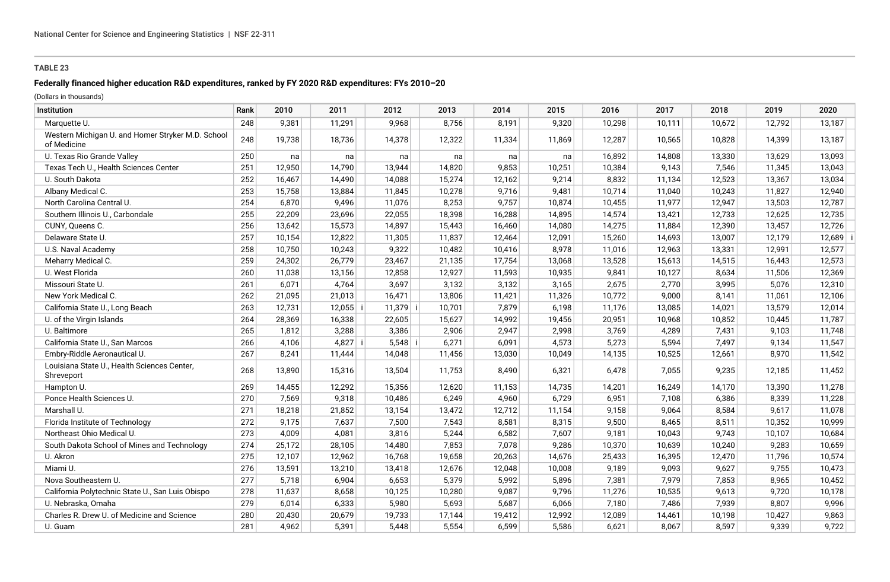**TABLE 23**

**Federally financed higher education R&D expenditures, ranked by FY 2020 R&D expenditures: FYs 2010–20**

(Dollars in thousands)

| Institution | Rank | 2010 | 2011 | 2012 | 2013 | 2014 | 2015 | 2016 | 2017 | 2018 | 2019 | 2020 |
|---|---|---|---|---|---|---|---|---|---|---|---|---|
| Marquette U. | 248 | 9,381 | 11,291 | 9,968 | 8,756 | 8,191 | 9,320 | 10,298 | 10,111 | 10,672 | 12,792 | 13,187 |
| Western Michigan U. and Homer Stryker M.D. School of Medicine | 248 | 19,738 | 18,736 | 14,378 | 12,322 | 11,334 | 11,869 | 12,287 | 10,565 | 10,828 | 14,399 | 13,187 |
| U. Texas Rio Grande Valley | 250 | na | na | na | na | na | na | 16,892 | 14,808 | 13,330 | 13,629 | 13,093 |
| Texas Tech U., Health Sciences Center | 251 | 12,950 | 14,790 | 13,944 | 14,820 | 9,853 | 10,251 | 10,384 | 9,143 | 7,546 | 11,345 | 13,043 |
| U. South Dakota | 252 | 16,467 | 14,490 | 14,088 | 15,274 | 12,162 | 9,214 | 8,832 | 11,134 | 12,523 | 13,367 | 13,034 |
| Albany Medical C. | 253 | 15,758 | 13,884 | 11,845 | 10,278 | 9,716 | 9,481 | 10,714 | 11,040 | 10,243 | 11,827 | 12,940 |
| North Carolina Central U. | 254 | 6,870 | 9,496 | 11,076 | 8,253 | 9,757 | 10,874 | 10,455 | 11,977 | 12,947 | 13,503 | 12,787 |
| Southern Illinois U., Carbondale | 255 | 22,209 | 23,696 | 22,055 | 18,398 | 16,288 | 14,895 | 14,574 | 13,421 | 12,733 | 12,625 | 12,735 |
| CUNY, Queens C. | 256 | 13,642 | 15,573 | 14,897 | 15,443 | 16,460 | 14,080 | 14,275 | 11,884 | 12,390 | 13,457 | 12,726 |
| Delaware State U. | 257 | 10,154 | 12,822 | 11,305 | 11,837 | 12,464 | 12,091 | 15,260 | 14,693 | 13,007 | 12,179 | 12,689 i |
| U.S. Naval Academy | 258 | 10,750 | 10,243 | 9,322 | 10,482 | 10,416 | 8,978 | 11,016 | 12,963 | 13,331 | 12,991 | 12,577 |
| Meharry Medical C. | 259 | 24,302 | 26,779 | 23,467 | 21,135 | 17,754 | 13,068 | 13,528 | 15,613 | 14,515 | 16,443 | 12,573 |
| U. West Florida | 260 | 11,038 | 13,156 | 12,858 | 12,927 | 11,593 | 10,935 | 9,841 | 10,127 | 8,634 | 11,506 | 12,369 |
| Missouri State U. | 261 | 6,071 | 4,764 | 3,697 | 3,132 | 3,132 | 3,165 | 2,675 | 2,770 | 3,995 | 5,076 | 12,310 |
| New York Medical C. | 262 | 21,095 | 21,013 | 16,471 | 13,806 | 11,421 | 11,326 | 10,772 | 9,000 | 8,141 | 11,061 | 12,106 |
| California State U., Long Beach | 263 | 12,731 | 12,055 i | 11,379 i | 10,701 | 7,879 | 6,198 | 11,176 | 13,085 | 14,021 | 13,579 | 12,014 |
| U. of the Virgin Islands | 264 | 28,369 | 16,338 | 22,605 | 15,627 | 14,992 | 19,456 | 20,951 | 10,968 | 10,852 | 10,445 | 11,787 |
| U. Baltimore | 265 | 1,812 | 3,288 | 3,386 | 2,906 | 2,947 | 2,998 | 3,769 | 4,289 | 7,431 | 9,103 | 11,748 |
| California State U., San Marcos | 266 | 4,106 | 4,827 i | 5,548 i | 6,271 | 6,091 | 4,573 | 5,273 | 5,594 | 7,497 | 9,134 | 11,547 |
| Embry-Riddle Aeronautical U. | 267 | 8,241 | 11,444 | 14,048 | 11,456 | 13,030 | 10,049 | 14,135 | 10,525 | 12,661 | 8,970 | 11,542 |
| Louisiana State U., Health Sciences Center, Shreveport | 268 | 13,890 | 15,316 | 13,504 | 11,753 | 8,490 | 6,321 | 6,478 | 7,055 | 9,235 | 12,185 | 11,452 |
| Hampton U. | 269 | 14,455 | 12,292 | 15,356 | 12,620 | 11,153 | 14,735 | 14,201 | 16,249 | 14,170 | 13,390 | 11,278 |
| Ponce Health Sciences U. | 270 | 7,569 | 9,318 | 10,486 | 6,249 | 4,960 | 6,729 | 6,951 | 7,108 | 6,386 | 8,339 | 11,228 |
| Marshall U. | 271 | 18,218 | 21,852 | 13,154 | 13,472 | 12,712 | 11,154 | 9,158 | 9,064 | 8,584 | 9,617 | 11,078 |
| Florida Institute of Technology | 272 | 9,175 | 7,637 | 7,500 | 7,543 | 8,581 | 8,315 | 9,500 | 8,465 | 8,511 | 10,352 | 10,999 |
| Northeast Ohio Medical U. | 273 | 4,009 | 4,081 | 3,816 | 5,244 | 6,582 | 7,607 | 9,181 | 10,043 | 9,743 | 10,107 | 10,684 |
| South Dakota School of Mines and Technology | 274 | 25,172 | 28,105 | 14,480 | 7,853 | 7,078 | 9,286 | 10,370 | 10,639 | 10,240 | 9,283 | 10,659 |
| U. Akron | 275 | 12,107 | 12,962 | 16,768 | 19,658 | 20,263 | 14,676 | 25,433 | 16,395 | 12,470 | 11,796 | 10,574 |
| Miami U. | 276 | 13,591 | 13,210 | 13,418 | 12,676 | 12,048 | 10,008 | 9,189 | 9,093 | 9,627 | 9,755 | 10,473 |
| Nova Southeastern U. | 277 | 5,718 | 6,904 | 6,653 | 5,379 | 5,992 | 5,896 | 7,381 | 7,979 | 7,853 | 8,965 | 10,452 |
| California Polytechnic State U., San Luis Obispo | 278 | 11,637 | 8,658 | 10,125 | 10,280 | 9,087 | 9,796 | 11,276 | 10,535 | 9,613 | 9,720 | 10,178 |
| U. Nebraska, Omaha | 279 | 6,014 | 6,333 | 5,980 | 5,693 | 5,687 | 6,066 | 7,180 | 7,486 | 7,939 | 8,807 | 9,996 |
| Charles R. Drew U. of Medicine and Science | 280 | 20,430 | 20,679 | 19,733 | 17,144 | 19,412 | 12,992 | 12,089 | 14,461 | 10,198 | 10,427 | 9,863 |
| U. Guam | 281 | 4,962 | 5,391 | 5,448 | 5,554 | 6,599 | 5,586 | 6,621 | 8,067 | 8,597 | 9,339 | 9,722 |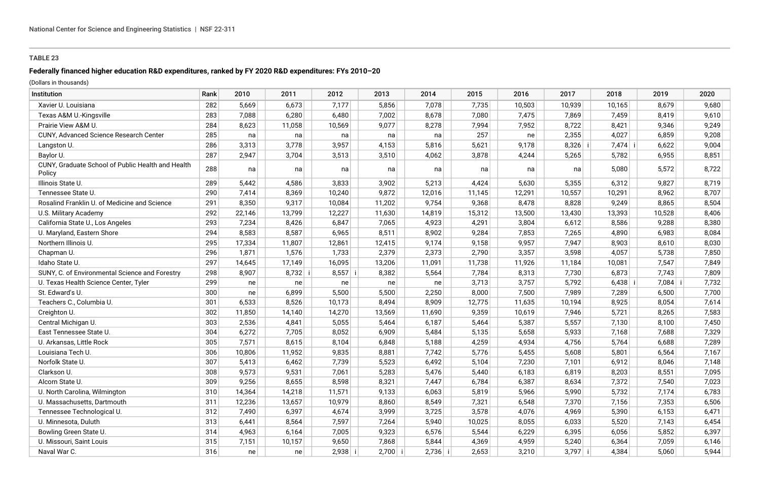**TABLE 23**

**Federally financed higher education R&D expenditures, ranked by FY 2020 R&D expenditures: FYs 2010–20**

(Dollars in thousands)

| Institution | Rank | 2010 | 2011 | 2012 | 2013 | 2014 | 2015 | 2016 | 2017 | 2018 | 2019 | 2020 |
|---|---|---|---|---|---|---|---|---|---|---|---|---|
| Xavier U. Louisiana | 282 | 5,669 | 6,673 | 7,177 | 5,856 | 7,078 | 7,735 | 10,503 | 10,939 | 10,165 | 8,679 | 9,680 |
| Texas A&M U.-Kingsville | 283 | 7,088 | 6,280 | 6,480 | 7,002 | 8,678 | 7,080 | 7,475 | 7,869 | 7,459 | 8,419 | 9,610 |
| Prairie View A&M U. | 284 | 8,623 | 11,058 | 10,569 | 9,077 | 8,278 | 7,994 | 7,952 | 8,722 | 8,421 | 9,346 | 9,249 |
| CUNY, Advanced Science Research Center | 285 | na | na | na | na | na | 257 | ne | 2,355 | 4,027 | 6,859 | 9,208 |
| Langston U. | 286 | 3,313 | 3,778 | 3,957 | 4,153 | 5,816 | 5,621 | 9,178 | 8,326 i | 7,474 i | 6,622 | 9,004 |
| Baylor U. | 287 | 2,947 | 3,704 | 3,513 | 3,510 | 4,062 | 3,878 | 4,244 | 5,265 | 5,782 | 6,955 | 8,851 |
| CUNY, Graduate School of Public Health and Health Policy | 288 | na | na | na | na | na | na | na | na | 5,080 | 5,572 | 8,722 |
| Illinois State U. | 289 | 5,442 | 4,586 | 3,833 | 3,902 | 5,213 | 4,424 | 5,630 | 5,355 | 6,312 | 9,827 | 8,719 |
| Tennessee State U. | 290 | 7,414 | 8,369 | 10,240 | 9,872 | 12,016 | 11,145 | 12,291 | 10,557 | 10,291 | 8,962 | 8,707 |
| Rosalind Franklin U. of Medicine and Science | 291 | 8,350 | 9,317 | 10,084 | 11,202 | 9,754 | 9,368 | 8,478 | 8,828 | 9,249 | 8,865 | 8,504 |
| U.S. Military Academy | 292 | 22,146 | 13,799 | 12,227 | 11,630 | 14,819 | 15,312 | 13,500 | 13,430 | 13,393 | 10,528 | 8,406 |
| California State U., Los Angeles | 293 | 7,234 | 8,426 | 6,847 | 7,065 | 4,923 | 4,291 | 3,804 | 6,612 | 8,586 | 9,288 | 8,380 |
| U. Maryland, Eastern Shore | 294 | 8,583 | 8,587 | 6,965 | 8,511 | 8,902 | 9,284 | 7,853 | 7,265 | 4,890 | 6,983 | 8,084 |
| Northern Illinois U. | 295 | 17,334 | 11,807 | 12,861 | 12,415 | 9,174 | 9,158 | 9,957 | 7,947 | 8,903 | 8,610 | 8,030 |
| Chapman U. | 296 | 1,871 | 1,576 | 1,733 | 2,379 | 2,373 | 2,790 | 3,357 | 3,598 | 4,057 | 5,738 | 7,850 |
| Idaho State U. | 297 | 14,645 | 17,149 | 16,095 | 13,206 | 11,091 | 11,738 | 11,926 | 11,184 | 10,081 | 7,547 | 7,849 |
| SUNY, C. of Environmental Science and Forestry | 298 | 8,907 | 8,732 i | 8,557 i | 8,382 | 5,564 | 7,784 | 8,313 | 7,730 | 6,873 | 7,743 | 7,809 |
| U. Texas Health Science Center, Tyler | 299 | ne | ne | ne | ne | ne | 3,713 | 3,757 | 5,792 | 6,438 i | 7,084 i | 7,732 |
| St. Edward's U. | 300 | ne | 6,899 | 5,500 | 5,500 | 2,250 | 8,000 | 7,500 | 7,989 | 7,289 | 6,500 | 7,700 |
| Teachers C., Columbia U. | 301 | 6,533 | 8,526 | 10,173 | 8,494 | 8,909 | 12,775 | 11,635 | 10,194 | 8,925 | 8,054 | 7,614 |
| Creighton U. | 302 | 11,850 | 14,140 | 14,270 | 13,569 | 11,690 | 9,359 | 10,619 | 7,946 | 5,721 | 8,265 | 7,583 |
| Central Michigan U. | 303 | 2,536 | 4,841 | 5,055 | 5,464 | 6,187 | 5,464 | 5,387 | 5,557 | 7,130 | 8,100 | 7,450 |
| East Tennessee State U. | 304 | 6,272 | 7,705 | 8,052 | 6,909 | 5,484 | 5,135 | 5,658 | 5,933 | 7,168 | 7,688 | 7,329 |
| U. Arkansas, Little Rock | 305 | 7,571 | 8,615 | 8,104 | 6,848 | 5,188 | 4,259 | 4,934 | 4,756 | 5,764 | 6,688 | 7,289 |
| Louisiana Tech U. | 306 | 10,806 | 11,952 | 9,835 | 8,881 | 7,742 | 5,776 | 5,455 | 5,608 | 5,801 | 6,564 | 7,167 |
| Norfolk State U. | 307 | 5,413 | 6,462 | 7,739 | 5,523 | 6,492 | 5,104 | 7,230 | 7,101 | 6,912 | 8,046 | 7,148 |
| Clarkson U. | 308 | 9,573 | 9,531 | 7,061 | 5,283 | 5,476 | 5,440 | 6,183 | 6,819 | 8,203 | 8,551 | 7,095 |
| Alcorn State U. | 309 | 9,256 | 8,655 | 8,598 | 8,321 | 7,447 | 6,784 | 6,387 | 8,634 | 7,372 | 7,540 | 7,023 |
| U. North Carolina, Wilmington | 310 | 14,364 | 14,218 | 11,571 | 9,133 | 6,063 | 5,819 | 5,966 | 5,990 | 5,732 | 7,174 | 6,783 |
| U. Massachusetts, Dartmouth | 311 | 12,236 | 13,657 | 10,979 | 8,860 | 8,549 | 7,321 | 6,548 | 7,370 | 7,156 | 7,353 | 6,506 |
| Tennessee Technological U. | 312 | 7,490 | 6,397 | 4,674 | 3,999 | 3,725 | 3,578 | 4,076 | 4,969 | 5,390 | 6,153 | 6,471 |
| U. Minnesota, Duluth | 313 | 6,441 | 8,564 | 7,597 | 7,264 | 5,940 | 10,025 | 8,055 | 6,033 | 5,520 | 7,143 | 6,454 |
| Bowling Green State U. | 314 | 4,963 | 6,164 | 7,005 | 9,323 | 6,576 | 5,544 | 6,229 | 6,395 | 6,056 | 5,852 | 6,397 |
| U. Missouri, Saint Louis | 315 | 7,151 | 10,157 | 9,650 | 7,868 | 5,844 | 4,369 | 4,959 | 5,240 | 6,364 | 7,059 | 6,146 |
| Naval War C. | 316 | ne | ne | 2,938 i | 2,700 i | 2,736 i | 2,653 | 3,210 | 3,797 i | 4,384 | 5,060 | 5,944 |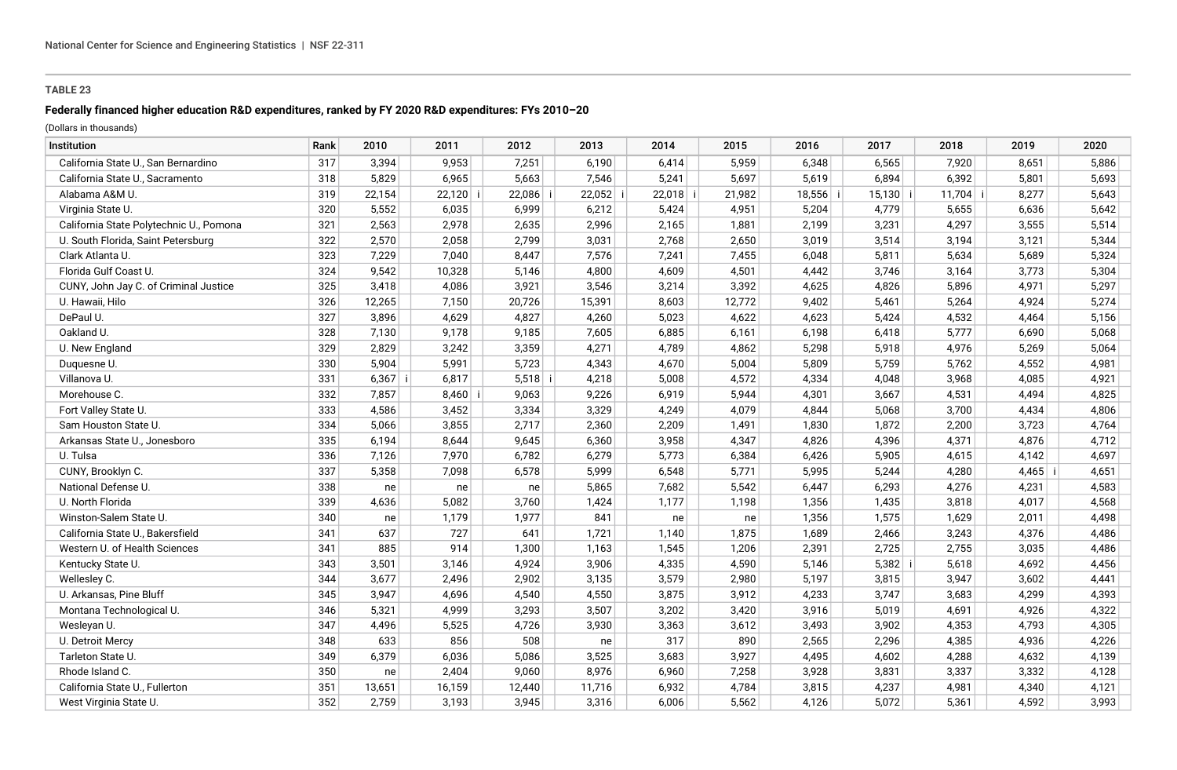**TABLE 23**

**Federally financed higher education R&D expenditures, ranked by FY 2020 R&D expenditures: FYs 2010–20**

(Dollars in thousands)

| Institution | Rank | 2010 | 2011 | 2012 | 2013 | 2014 | 2015 | 2016 | 2017 | 2018 | 2019 | 2020 |
|---|---|---|---|---|---|---|---|---|---|---|---|---|
| California State U., San Bernardino | 317 | 3,394 | 9,953 | 7,251 | 6,190 | 6,414 | 5,959 | 6,348 | 6,565 | 7,920 | 8,651 | 5,886 |
| California State U., Sacramento | 318 | 5,829 | 6,965 | 5,663 | 7,546 | 5,241 | 5,697 | 5,619 | 6,894 | 6,392 | 5,801 | 5,693 |
| Alabama A&M U. | 319 | 22,154 | 22,120 i | 22,086 i | 22,052 i | 22,018 i | 21,982 | 18,556 i | 15,130 i | 11,704 i | 8,277 | 5,643 |
| Virginia State U. | 320 | 5,552 | 6,035 | 6,999 | 6,212 | 5,424 | 4,951 | 5,204 | 4,779 | 5,655 | 6,636 | 5,642 |
| California State Polytechnic U., Pomona | 321 | 2,563 | 2,978 | 2,635 | 2,996 | 2,165 | 1,881 | 2,199 | 3,231 | 4,297 | 3,555 | 5,514 |
| U. South Florida, Saint Petersburg | 322 | 2,570 | 2,058 | 2,799 | 3,031 | 2,768 | 2,650 | 3,019 | 3,514 | 3,194 | 3,121 | 5,344 |
| Clark Atlanta U. | 323 | 7,229 | 7,040 | 8,447 | 7,576 | 7,241 | 7,455 | 6,048 | 5,811 | 5,634 | 5,689 | 5,324 |
| Florida Gulf Coast U. | 324 | 9,542 | 10,328 | 5,146 | 4,800 | 4,609 | 4,501 | 4,442 | 3,746 | 3,164 | 3,773 | 5,304 |
| CUNY, John Jay C. of Criminal Justice | 325 | 3,418 | 4,086 | 3,921 | 3,546 | 3,214 | 3,392 | 4,625 | 4,826 | 5,896 | 4,971 | 5,297 |
| U. Hawaii, Hilo | 326 | 12,265 | 7,150 | 20,726 | 15,391 | 8,603 | 12,772 | 9,402 | 5,461 | 5,264 | 4,924 | 5,274 |
| DePaul U. | 327 | 3,896 | 4,629 | 4,827 | 4,260 | 5,023 | 4,622 | 4,623 | 5,424 | 4,532 | 4,464 | 5,156 |
| Oakland U. | 328 | 7,130 | 9,178 | 9,185 | 7,605 | 6,885 | 6,161 | 6,198 | 6,418 | 5,777 | 6,690 | 5,068 |
| U. New England | 329 | 2,829 | 3,242 | 3,359 | 4,271 | 4,789 | 4,862 | 5,298 | 5,918 | 4,976 | 5,269 | 5,064 |
| Duquesne U. | 330 | 5,904 | 5,991 | 5,723 | 4,343 | 4,670 | 5,004 | 5,809 | 5,759 | 5,762 | 4,552 | 4,981 |
| Villanova U. | 331 | 6,367 i | 6,817 | 5,518 i | 4,218 | 5,008 | 4,572 | 4,334 | 4,048 | 3,968 | 4,085 | 4,921 |
| Morehouse C. | 332 | 7,857 | 8,460 i | 9,063 | 9,226 | 6,919 | 5,944 | 4,301 | 3,667 | 4,531 | 4,494 | 4,825 |
| Fort Valley State U. | 333 | 4,586 | 3,452 | 3,334 | 3,329 | 4,249 | 4,079 | 4,844 | 5,068 | 3,700 | 4,434 | 4,806 |
| Sam Houston State U. | 334 | 5,066 | 3,855 | 2,717 | 2,360 | 2,209 | 1,491 | 1,830 | 1,872 | 2,200 | 3,723 | 4,764 |
| Arkansas State U., Jonesboro | 335 | 6,194 | 8,644 | 9,645 | 6,360 | 3,958 | 4,347 | 4,826 | 4,396 | 4,371 | 4,876 | 4,712 |
| U. Tulsa | 336 | 7,126 | 7,970 | 6,782 | 6,279 | 5,773 | 6,384 | 6,426 | 5,905 | 4,615 | 4,142 | 4,697 |
| CUNY, Brooklyn C. | 337 | 5,358 | 7,098 | 6,578 | 5,999 | 6,548 | 5,771 | 5,995 | 5,244 | 4,280 | 4,465 i | 4,651 |
| National Defense U. | 338 | ne | ne | ne | 5,865 | 7,682 | 5,542 | 6,447 | 6,293 | 4,276 | 4,231 | 4,583 |
| U. North Florida | 339 | 4,636 | 5,082 | 3,760 | 1,424 | 1,177 | 1,198 | 1,356 | 1,435 | 3,818 | 4,017 | 4,568 |
| Winston-Salem State U. | 340 | ne | 1,179 | 1,977 | 841 | ne | ne | 1,356 | 1,575 | 1,629 | 2,011 | 4,498 |
| California State U., Bakersfield | 341 | 637 | 727 | 641 | 1,721 | 1,140 | 1,875 | 1,689 | 2,466 | 3,243 | 4,376 | 4,486 |
| Western U. of Health Sciences | 341 | 885 | 914 | 1,300 | 1,163 | 1,545 | 1,206 | 2,391 | 2,725 | 2,755 | 3,035 | 4,486 |
| Kentucky State U. | 343 | 3,501 | 3,146 | 4,924 | 3,906 | 4,335 | 4,590 | 5,146 | 5,382 i | 5,618 | 4,692 | 4,456 |
| Wellesley C. | 344 | 3,677 | 2,496 | 2,902 | 3,135 | 3,579 | 2,980 | 5,197 | 3,815 | 3,947 | 3,602 | 4,441 |
| U. Arkansas, Pine Bluff | 345 | 3,947 | 4,696 | 4,540 | 4,550 | 3,875 | 3,912 | 4,233 | 3,747 | 3,683 | 4,299 | 4,393 |
| Montana Technological U. | 346 | 5,321 | 4,999 | 3,293 | 3,507 | 3,202 | 3,420 | 3,916 | 5,019 | 4,691 | 4,926 | 4,322 |
| Wesleyan U. | 347 | 4,496 | 5,525 | 4,726 | 3,930 | 3,363 | 3,612 | 3,493 | 3,902 | 4,353 | 4,793 | 4,305 |
| U. Detroit Mercy | 348 | 633 | 856 | 508 | ne | 317 | 890 | 2,565 | 2,296 | 4,385 | 4,936 | 4,226 |
| Tarleton State U. | 349 | 6,379 | 6,036 | 5,086 | 3,525 | 3,683 | 3,927 | 4,495 | 4,602 | 4,288 | 4,632 | 4,139 |
| Rhode Island C. | 350 | ne | 2,404 | 9,060 | 8,976 | 6,960 | 7,258 | 3,928 | 3,831 | 3,337 | 3,332 | 4,128 |
| California State U., Fullerton | 351 | 13,651 | 16,159 | 12,440 | 11,716 | 6,932 | 4,784 | 3,815 | 4,237 | 4,981 | 4,340 | 4,121 |
| West Virginia State U. | 352 | 2,759 | 3,193 | 3,945 | 3,316 | 6,006 | 5,562 | 4,126 | 5,072 | 5,361 | 4,592 | 3,993 |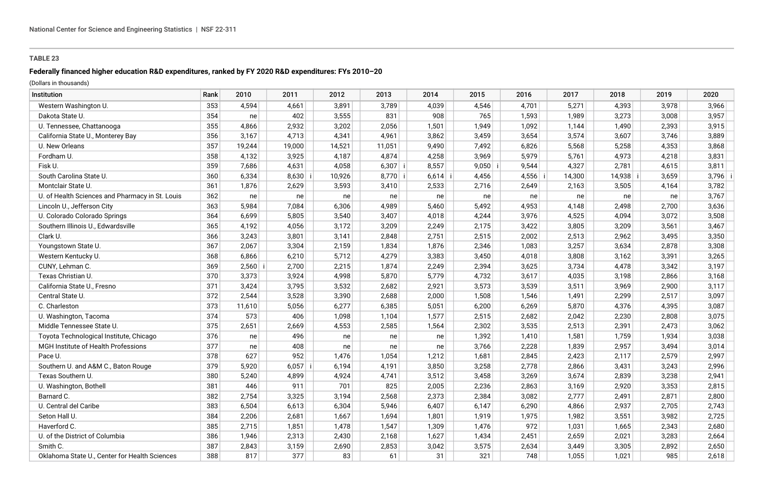**TABLE 23**

**Federally financed higher education R&D expenditures, ranked by FY 2020 R&D expenditures: FYs 2010–20**

(Dollars in thousands)

| Institution | Rank | 2010 | 2011 | 2012 | 2013 | 2014 | 2015 | 2016 | 2017 | 2018 | 2019 | 2020 |
|---|---|---|---|---|---|---|---|---|---|---|---|---|
| Western Washington U. | 353 | 4,594 | 4,661 | 3,891 | 3,789 | 4,039 | 4,546 | 4,701 | 5,271 | 4,393 | 3,978 | 3,966 |
| Dakota State U. | 354 | ne | 402 | 3,555 | 831 | 908 | 765 | 1,593 | 1,989 | 3,273 | 3,008 | 3,957 |
| U. Tennessee, Chattanooga | 355 | 4,866 | 2,932 | 3,202 | 2,056 | 1,501 | 1,949 | 1,092 | 1,144 | 1,490 | 2,393 | 3,915 |
| California State U., Monterey Bay | 356 | 3,167 | 4,713 | 4,341 | 4,961 | 3,862 | 3,459 | 3,654 | 3,574 | 3,607 | 3,746 | 3,889 |
| U. New Orleans | 357 | 19,244 | 19,000 | 14,521 | 11,051 | 9,490 | 7,492 | 6,826 | 5,568 | 5,258 | 4,353 | 3,868 |
| Fordham U. | 358 | 4,132 | 3,925 | 4,187 | 4,874 | 4,258 | 3,969 | 5,979 | 5,761 | 4,973 | 4,218 | 3,831 |
| Fisk U. | 359 | 7,686 | 4,631 | 4,058 | 6,307 i | 8,557 | 9,050 i | 9,544 | 4,327 | 2,781 | 4,615 | 3,811 |
| South Carolina State U. | 360 | 6,334 | 8,630 i | 10,926 | 8,770 i | 6,614 i | 4,456 | 4,556 i | 14,300 | 14,938 i | 3,659 | 3,796 i |
| Montclair State U. | 361 | 1,876 | 2,629 | 3,593 | 3,410 | 2,533 | 2,716 | 2,649 | 2,163 | 3,505 | 4,164 | 3,782 |
| U. of Health Sciences and Pharmacy in St. Louis | 362 | ne | ne | ne | ne | ne | ne | ne | ne | ne | ne | 3,767 |
| Lincoln U., Jefferson City | 363 | 5,984 | 7,084 | 6,306 | 4,989 | 5,460 | 5,492 | 4,953 | 4,148 | 2,498 | 2,700 | 3,636 |
| U. Colorado Colorado Springs | 364 | 6,699 | 5,805 | 3,540 | 3,407 | 4,018 | 4,244 | 3,976 | 4,525 | 4,094 | 3,072 | 3,508 |
| Southern Illinois U., Edwardsville | 365 | 4,192 | 4,056 | 3,172 | 3,209 | 2,249 | 2,175 | 3,422 | 3,805 | 3,209 | 3,561 | 3,467 |
| Clark U. | 366 | 3,243 | 3,801 | 3,141 | 2,848 | 2,751 | 2,515 | 2,002 | 2,513 | 2,962 | 3,495 | 3,350 |
| Youngstown State U. | 367 | 2,067 | 3,304 | 2,159 | 1,834 | 1,876 | 2,346 | 1,083 | 3,257 | 3,634 | 2,878 | 3,308 |
| Western Kentucky U. | 368 | 6,866 | 6,210 | 5,712 | 4,279 | 3,383 | 3,450 | 4,018 | 3,808 | 3,162 | 3,391 | 3,265 |
| CUNY, Lehman C. | 369 | 2,560 i | 2,700 | 2,215 | 1,874 | 2,249 | 2,394 | 3,625 | 3,734 | 4,478 | 3,342 | 3,197 |
| Texas Christian U. | 370 | 3,373 | 3,924 | 4,998 | 5,870 | 5,779 | 4,732 | 3,617 | 4,035 | 3,198 | 2,866 | 3,168 |
| California State U., Fresno | 371 | 3,424 | 3,795 | 3,532 | 2,682 | 2,921 | 3,573 | 3,539 | 3,511 | 3,969 | 2,900 | 3,117 |
| Central State U. | 372 | 2,544 | 3,528 | 3,390 | 2,688 | 2,000 | 1,508 | 1,546 | 1,491 | 2,299 | 2,517 | 3,097 |
| C. Charleston | 373 | 11,610 | 5,056 | 6,277 | 6,385 | 5,051 | 6,200 | 6,269 | 5,870 | 4,376 | 4,395 | 3,087 |
| U. Washington, Tacoma | 374 | 573 | 406 | 1,098 | 1,104 | 1,577 | 2,515 | 2,682 | 2,042 | 2,230 | 2,808 | 3,075 |
| Middle Tennessee State U. | 375 | 2,651 | 2,669 | 4,553 | 2,585 | 1,564 | 2,302 | 3,535 | 2,513 | 2,391 | 2,473 | 3,062 |
| Toyota Technological Institute, Chicago | 376 | ne | 496 | ne | ne | ne | 1,392 | 1,410 | 1,581 | 1,759 | 1,934 | 3,038 |
| MGH Institute of Health Professions | 377 | ne | 408 | ne | ne | ne | 3,766 | 2,228 | 1,839 | 2,957 | 3,494 | 3,014 |
| Pace U. | 378 | 627 | 952 | 1,476 | 1,054 | 1,212 | 1,681 | 2,845 | 2,423 | 2,117 | 2,579 | 2,997 |
| Southern U. and A&M C., Baton Rouge | 379 | 5,920 | 6,057 i | 6,194 | 4,191 | 3,850 | 3,258 | 2,778 | 2,866 | 3,431 | 3,243 | 2,996 |
| Texas Southern U. | 380 | 5,240 | 4,899 | 4,924 | 4,741 | 3,512 | 3,458 | 3,269 | 3,674 | 2,839 | 3,238 | 2,941 |
| U. Washington, Bothell | 381 | 446 | 911 | 701 | 825 | 2,005 | 2,236 | 2,863 | 3,169 | 2,920 | 3,353 | 2,815 |
| Barnard C. | 382 | 2,754 | 3,325 | 3,194 | 2,568 | 2,373 | 2,384 | 3,082 | 2,777 | 2,491 | 2,871 | 2,800 |
| U. Central del Caribe | 383 | 6,504 | 6,613 | 6,304 | 5,946 | 6,407 | 6,147 | 6,290 | 4,866 | 2,937 | 2,705 | 2,743 |
| Seton Hall U. | 384 | 2,206 | 2,681 | 1,667 | 1,694 | 1,801 | 1,919 | 1,975 | 1,982 | 3,551 | 3,982 | 2,725 |
| Haverford C. | 385 | 2,715 | 1,851 | 1,478 | 1,547 | 1,309 | 1,476 | 972 | 1,031 | 1,665 | 2,343 | 2,680 |
| U. of the District of Columbia | 386 | 1,946 | 2,313 | 2,430 | 2,168 | 1,627 | 1,434 | 2,451 | 2,659 | 2,021 | 3,283 | 2,664 |
| Smith C. | 387 | 2,843 | 3,159 | 2,690 | 2,853 | 3,042 | 3,575 | 2,634 | 3,449 | 3,305 | 2,892 | 2,650 |
| Oklahoma State U., Center for Health Sciences | 388 | 817 | 377 | 83 | 61 | 31 | 321 | 748 | 1,055 | 1,021 | 985 | 2,618 |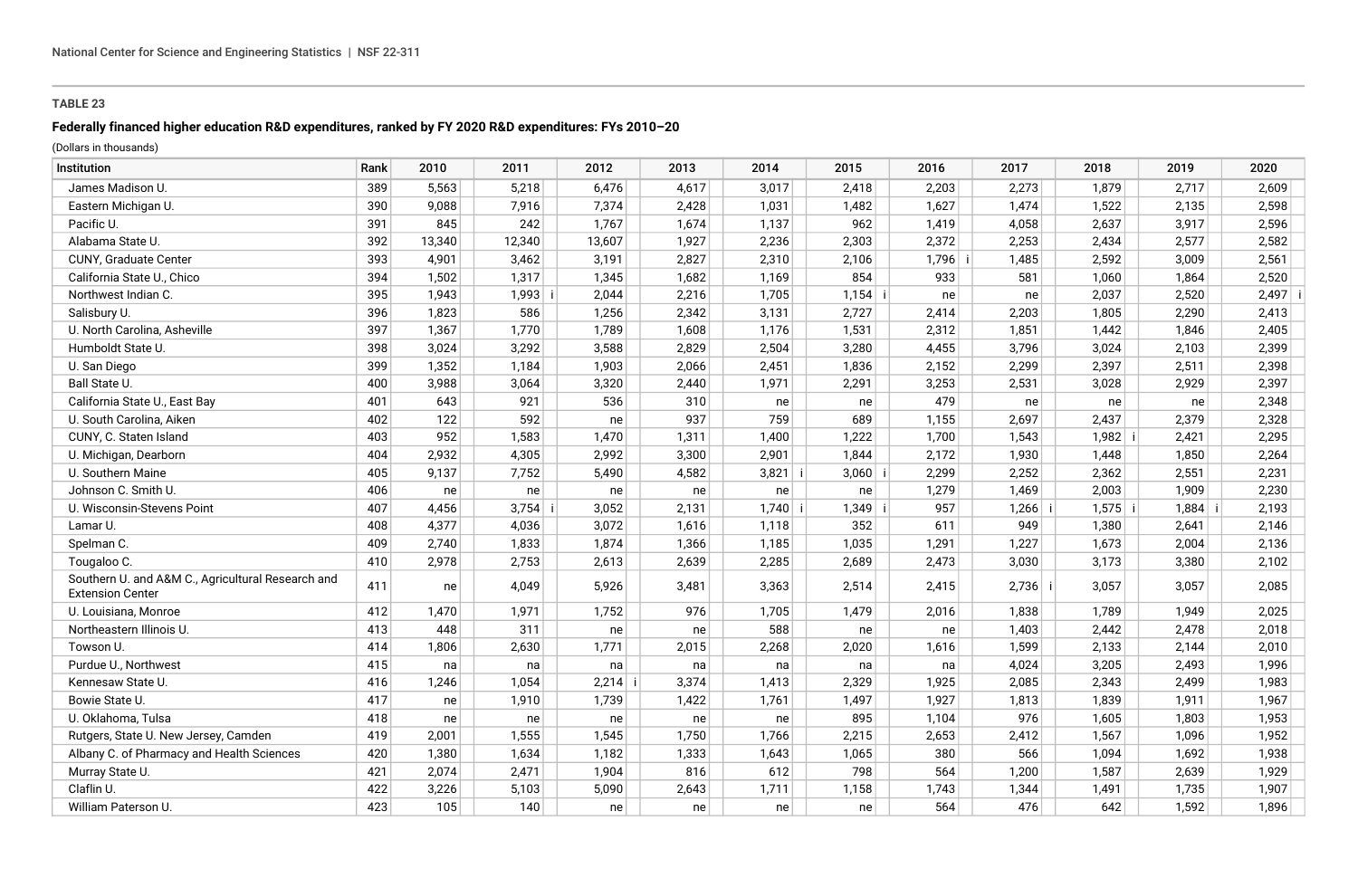**TABLE 23**

**Federally financed higher education R&D expenditures, ranked by FY 2020 R&D expenditures: FYs 2010–20**

(Dollars in thousands)

| Institution | Rank | 2010 | 2011 | 2012 | 2013 | 2014 | 2015 | 2016 | 2017 | 2018 | 2019 | 2020 |
|---|---|---|---|---|---|---|---|---|---|---|---|---|
| James Madison U. | 389 | 5,563 | 5,218 | 6,476 | 4,617 | 3,017 | 2,418 | 2,203 | 2,273 | 1,879 | 2,717 | 2,609 |
| Eastern Michigan U. | 390 | 9,088 | 7,916 | 7,374 | 2,428 | 1,031 | 1,482 | 1,627 | 1,474 | 1,522 | 2,135 | 2,598 |
| Pacific U. | 391 | 845 | 242 | 1,767 | 1,674 | 1,137 | 962 | 1,419 | 4,058 | 2,637 | 3,917 | 2,596 |
| Alabama State U. | 392 | 13,340 | 12,340 | 13,607 | 1,927 | 2,236 | 2,303 | 2,372 | 2,253 | 2,434 | 2,577 | 2,582 |
| CUNY, Graduate Center | 393 | 4,901 | 3,462 | 3,191 | 2,827 | 2,310 | 2,106 | 1,796 i | 1,485 | 2,592 | 3,009 | 2,561 |
| California State U., Chico | 394 | 1,502 | 1,317 | 1,345 | 1,682 | 1,169 | 854 | 933 | 581 | 1,060 | 1,864 | 2,520 |
| Northwest Indian C. | 395 | 1,943 | 1,993 i | 2,044 | 2,216 | 1,705 | 1,154 i | ne | ne | 2,037 | 2,520 | 2,497 i |
| Salisbury U. | 396 | 1,823 | 586 | 1,256 | 2,342 | 3,131 | 2,727 | 2,414 | 2,203 | 1,805 | 2,290 | 2,413 |
| U. North Carolina, Asheville | 397 | 1,367 | 1,770 | 1,789 | 1,608 | 1,176 | 1,531 | 2,312 | 1,851 | 1,442 | 1,846 | 2,405 |
| Humboldt State U. | 398 | 3,024 | 3,292 | 3,588 | 2,829 | 2,504 | 3,280 | 4,455 | 3,796 | 3,024 | 2,103 | 2,399 |
| U. San Diego | 399 | 1,352 | 1,184 | 1,903 | 2,066 | 2,451 | 1,836 | 2,152 | 2,299 | 2,397 | 2,511 | 2,398 |
| Ball State U. | 400 | 3,988 | 3,064 | 3,320 | 2,440 | 1,971 | 2,291 | 3,253 | 2,531 | 3,028 | 2,929 | 2,397 |
| California State U., East Bay | 401 | 643 | 921 | 536 | 310 | ne | ne | 479 | ne | ne | ne | 2,348 |
| U. South Carolina, Aiken | 402 | 122 | 592 | ne | 937 | 759 | 689 | 1,155 | 2,697 | 2,437 | 2,379 | 2,328 |
| CUNY, C. Staten Island | 403 | 952 | 1,583 | 1,470 | 1,311 | 1,400 | 1,222 | 1,700 | 1,543 | 1,982 i | 2,421 | 2,295 |
| U. Michigan, Dearborn | 404 | 2,932 | 4,305 | 2,992 | 3,300 | 2,901 | 1,844 | 2,172 | 1,930 | 1,448 | 1,850 | 2,264 |
| U. Southern Maine | 405 | 9,137 | 7,752 | 5,490 | 4,582 | 3,821 i | 3,060 i | 2,299 | 2,252 | 2,362 | 2,551 | 2,231 |
| Johnson C. Smith U. | 406 | ne | ne | ne | ne | ne | ne | 1,279 | 1,469 | 2,003 | 1,909 | 2,230 |
| U. Wisconsin-Stevens Point | 407 | 4,456 | 3,754 i | 3,052 | 2,131 | 1,740 i | 1,349 i | 957 | 1,266 i | 1,575 i | 1,884 i | 2,193 |
| Lamar U. | 408 | 4,377 | 4,036 | 3,072 | 1,616 | 1,118 | 352 | 611 | 949 | 1,380 | 2,641 | 2,146 |
| Spelman C. | 409 | 2,740 | 1,833 | 1,874 | 1,366 | 1,185 | 1,035 | 1,291 | 1,227 | 1,673 | 2,004 | 2,136 |
| Tougaloo C. | 410 | 2,978 | 2,753 | 2,613 | 2,639 | 2,285 | 2,689 | 2,473 | 3,030 | 3,173 | 3,380 | 2,102 |
| Southern U. and A&M C., Agricultural Research and Extension Center | 411 | ne | 4,049 | 5,926 | 3,481 | 3,363 | 2,514 | 2,415 | 2,736 i | 3,057 | 3,057 | 2,085 |
| U. Louisiana, Monroe | 412 | 1,470 | 1,971 | 1,752 | 976 | 1,705 | 1,479 | 2,016 | 1,838 | 1,789 | 1,949 | 2,025 |
| Northeastern Illinois U. | 413 | 448 | 311 | ne | ne | 588 | ne | ne | 1,403 | 2,442 | 2,478 | 2,018 |
| Towson U. | 414 | 1,806 | 2,630 | 1,771 | 2,015 | 2,268 | 2,020 | 1,616 | 1,599 | 2,133 | 2,144 | 2,010 |
| Purdue U., Northwest | 415 | na | na | na | na | na | na | na | 4,024 | 3,205 | 2,493 | 1,996 |
| Kennesaw State U. | 416 | 1,246 | 1,054 | 2,214 i | 3,374 | 1,413 | 2,329 | 1,925 | 2,085 | 2,343 | 2,499 | 1,983 |
| Bowie State U. | 417 | ne | 1,910 | 1,739 | 1,422 | 1,761 | 1,497 | 1,927 | 1,813 | 1,839 | 1,911 | 1,967 |
| U. Oklahoma, Tulsa | 418 | ne | ne | ne | ne | ne | 895 | 1,104 | 976 | 1,605 | 1,803 | 1,953 |
| Rutgers, State U. New Jersey, Camden | 419 | 2,001 | 1,555 | 1,545 | 1,750 | 1,766 | 2,215 | 2,653 | 2,412 | 1,567 | 1,096 | 1,952 |
| Albany C. of Pharmacy and Health Sciences | 420 | 1,380 | 1,634 | 1,182 | 1,333 | 1,643 | 1,065 | 380 | 566 | 1,094 | 1,692 | 1,938 |
| Murray State U. | 421 | 2,074 | 2,471 | 1,904 | 816 | 612 | 798 | 564 | 1,200 | 1,587 | 2,639 | 1,929 |
| Claflin U. | 422 | 3,226 | 5,103 | 5,090 | 2,643 | 1,711 | 1,158 | 1,743 | 1,344 | 1,491 | 1,735 | 1,907 |
| William Paterson U. | 423 | 105 | 140 | ne | ne | ne | ne | 564 | 476 | 642 | 1,592 | 1,896 |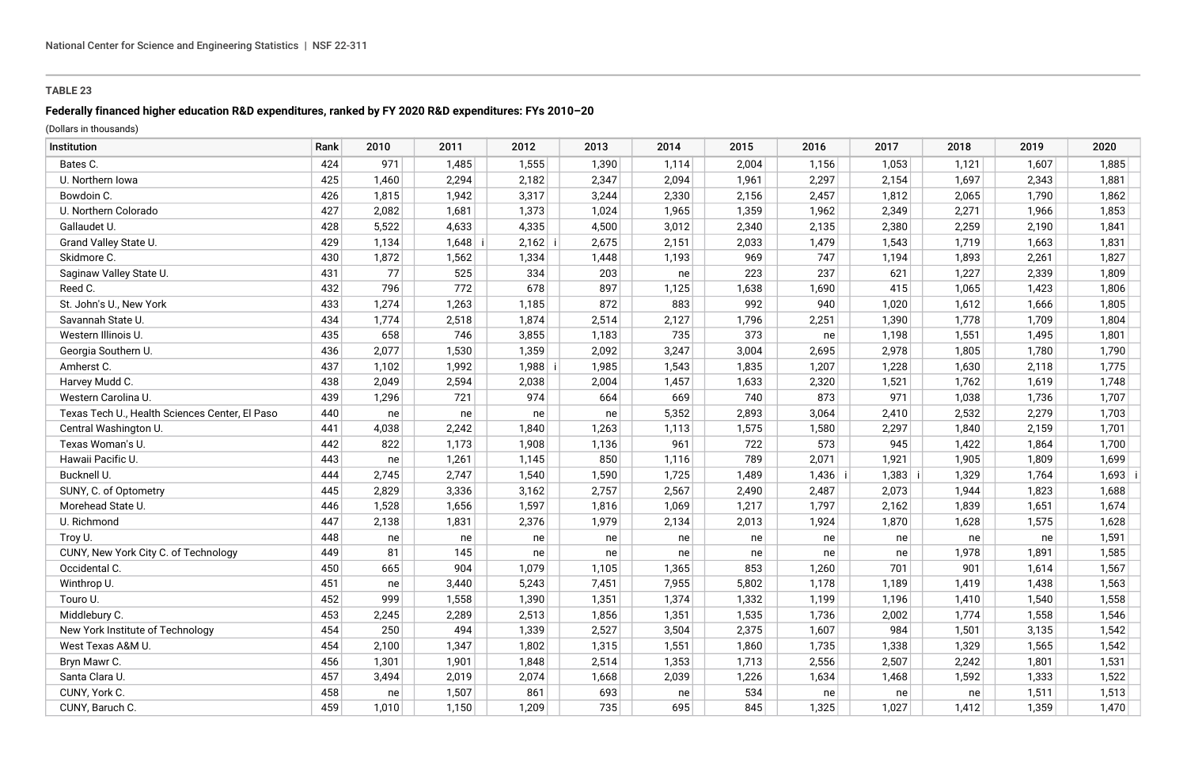**TABLE 23**

**Federally financed higher education R&D expenditures, ranked by FY 2020 R&D expenditures: FYs 2010–20**

(Dollars in thousands)

| Institution | Rank | 2010 | 2011 | 2012 | 2013 | 2014 | 2015 | 2016 | 2017 | 2018 | 2019 | 2020 |
|---|---|---|---|---|---|---|---|---|---|---|---|---|
| Bates C. | 424 | 971 | 1,485 | 1,555 | 1,390 | 1,114 | 2,004 | 1,156 | 1,053 | 1,121 | 1,607 | 1,885 |
| U. Northern Iowa | 425 | 1,460 | 2,294 | 2,182 | 2,347 | 2,094 | 1,961 | 2,297 | 2,154 | 1,697 | 2,343 | 1,881 |
| Bowdoin C. | 426 | 1,815 | 1,942 | 3,317 | 3,244 | 2,330 | 2,156 | 2,457 | 1,812 | 2,065 | 1,790 | 1,862 |
| U. Northern Colorado | 427 | 2,082 | 1,681 | 1,373 | 1,024 | 1,965 | 1,359 | 1,962 | 2,349 | 2,271 | 1,966 | 1,853 |
| Gallaudet U. | 428 | 5,522 | 4,633 | 4,335 | 4,500 | 3,012 | 2,340 | 2,135 | 2,380 | 2,259 | 2,190 | 1,841 |
| Grand Valley State U. | 429 | 1,134 | 1,648 i | 2,162 i | 2,675 | 2,151 | 2,033 | 1,479 | 1,543 | 1,719 | 1,663 | 1,831 |
| Skidmore C. | 430 | 1,872 | 1,562 | 1,334 | 1,448 | 1,193 | 969 | 747 | 1,194 | 1,893 | 2,261 | 1,827 |
| Saginaw Valley State U. | 431 | 77 | 525 | 334 | 203 | ne | 223 | 237 | 621 | 1,227 | 2,339 | 1,809 |
| Reed C. | 432 | 796 | 772 | 678 | 897 | 1,125 | 1,638 | 1,690 | 415 | 1,065 | 1,423 | 1,806 |
| St. John's U., New York | 433 | 1,274 | 1,263 | 1,185 | 872 | 883 | 992 | 940 | 1,020 | 1,612 | 1,666 | 1,805 |
| Savannah State U. | 434 | 1,774 | 2,518 | 1,874 | 2,514 | 2,127 | 1,796 | 2,251 | 1,390 | 1,778 | 1,709 | 1,804 |
| Western Illinois U. | 435 | 658 | 746 | 3,855 | 1,183 | 735 | 373 | ne | 1,198 | 1,551 | 1,495 | 1,801 |
| Georgia Southern U. | 436 | 2,077 | 1,530 | 1,359 | 2,092 | 3,247 | 3,004 | 2,695 | 2,978 | 1,805 | 1,780 | 1,790 |
| Amherst C. | 437 | 1,102 | 1,992 | 1,988 i | 1,985 | 1,543 | 1,835 | 1,207 | 1,228 | 1,630 | 2,118 | 1,775 |
| Harvey Mudd C. | 438 | 2,049 | 2,594 | 2,038 | 2,004 | 1,457 | 1,633 | 2,320 | 1,521 | 1,762 | 1,619 | 1,748 |
| Western Carolina U. | 439 | 1,296 | 721 | 974 | 664 | 669 | 740 | 873 | 971 | 1,038 | 1,736 | 1,707 |
| Texas Tech U., Health Sciences Center, El Paso | 440 | ne | ne | ne | ne | 5,352 | 2,893 | 3,064 | 2,410 | 2,532 | 2,279 | 1,703 |
| Central Washington U. | 441 | 4,038 | 2,242 | 1,840 | 1,263 | 1,113 | 1,575 | 1,580 | 2,297 | 1,840 | 2,159 | 1,701 |
| Texas Woman's U. | 442 | 822 | 1,173 | 1,908 | 1,136 | 961 | 722 | 573 | 945 | 1,422 | 1,864 | 1,700 |
| Hawaii Pacific U. | 443 | ne | 1,261 | 1,145 | 850 | 1,116 | 789 | 2,071 | 1,921 | 1,905 | 1,809 | 1,699 |
| Bucknell U. | 444 | 2,745 | 2,747 | 1,540 | 1,590 | 1,725 | 1,489 | 1,436 i | 1,383 i | 1,329 | 1,764 | 1,693 i |
| SUNY, C. of Optometry | 445 | 2,829 | 3,336 | 3,162 | 2,757 | 2,567 | 2,490 | 2,487 | 2,073 | 1,944 | 1,823 | 1,688 |
| Morehead State U. | 446 | 1,528 | 1,656 | 1,597 | 1,816 | 1,069 | 1,217 | 1,797 | 2,162 | 1,839 | 1,651 | 1,674 |
| U. Richmond | 447 | 2,138 | 1,831 | 2,376 | 1,979 | 2,134 | 2,013 | 1,924 | 1,870 | 1,628 | 1,575 | 1,628 |
| Troy U. | 448 | ne | ne | ne | ne | ne | ne | ne | ne | ne | ne | 1,591 |
| CUNY, New York City C. of Technology | 449 | 81 | 145 | ne | ne | ne | ne | ne | ne | 1,978 | 1,891 | 1,585 |
| Occidental C. | 450 | 665 | 904 | 1,079 | 1,105 | 1,365 | 853 | 1,260 | 701 | 901 | 1,614 | 1,567 |
| Winthrop U. | 451 | ne | 3,440 | 5,243 | 7,451 | 7,955 | 5,802 | 1,178 | 1,189 | 1,419 | 1,438 | 1,563 |
| Touro U. | 452 | 999 | 1,558 | 1,390 | 1,351 | 1,374 | 1,332 | 1,199 | 1,196 | 1,410 | 1,540 | 1,558 |
| Middlebury C. | 453 | 2,245 | 2,289 | 2,513 | 1,856 | 1,351 | 1,535 | 1,736 | 2,002 | 1,774 | 1,558 | 1,546 |
| New York Institute of Technology | 454 | 250 | 494 | 1,339 | 2,527 | 3,504 | 2,375 | 1,607 | 984 | 1,501 | 3,135 | 1,542 |
| West Texas A&M U. | 454 | 2,100 | 1,347 | 1,802 | 1,315 | 1,551 | 1,860 | 1,735 | 1,338 | 1,329 | 1,565 | 1,542 |
| Bryn Mawr C. | 456 | 1,301 | 1,901 | 1,848 | 2,514 | 1,353 | 1,713 | 2,556 | 2,507 | 2,242 | 1,801 | 1,531 |
| Santa Clara U. | 457 | 3,494 | 2,019 | 2,074 | 1,668 | 2,039 | 1,226 | 1,634 | 1,468 | 1,592 | 1,333 | 1,522 |
| CUNY, York C. | 458 | ne | 1,507 | 861 | 693 | ne | 534 | ne | ne | ne | 1,511 | 1,513 |
| CUNY, Baruch C. | 459 | 1,010 | 1,150 | 1,209 | 735 | 695 | 845 | 1,325 | 1,027 | 1,412 | 1,359 | 1,470 |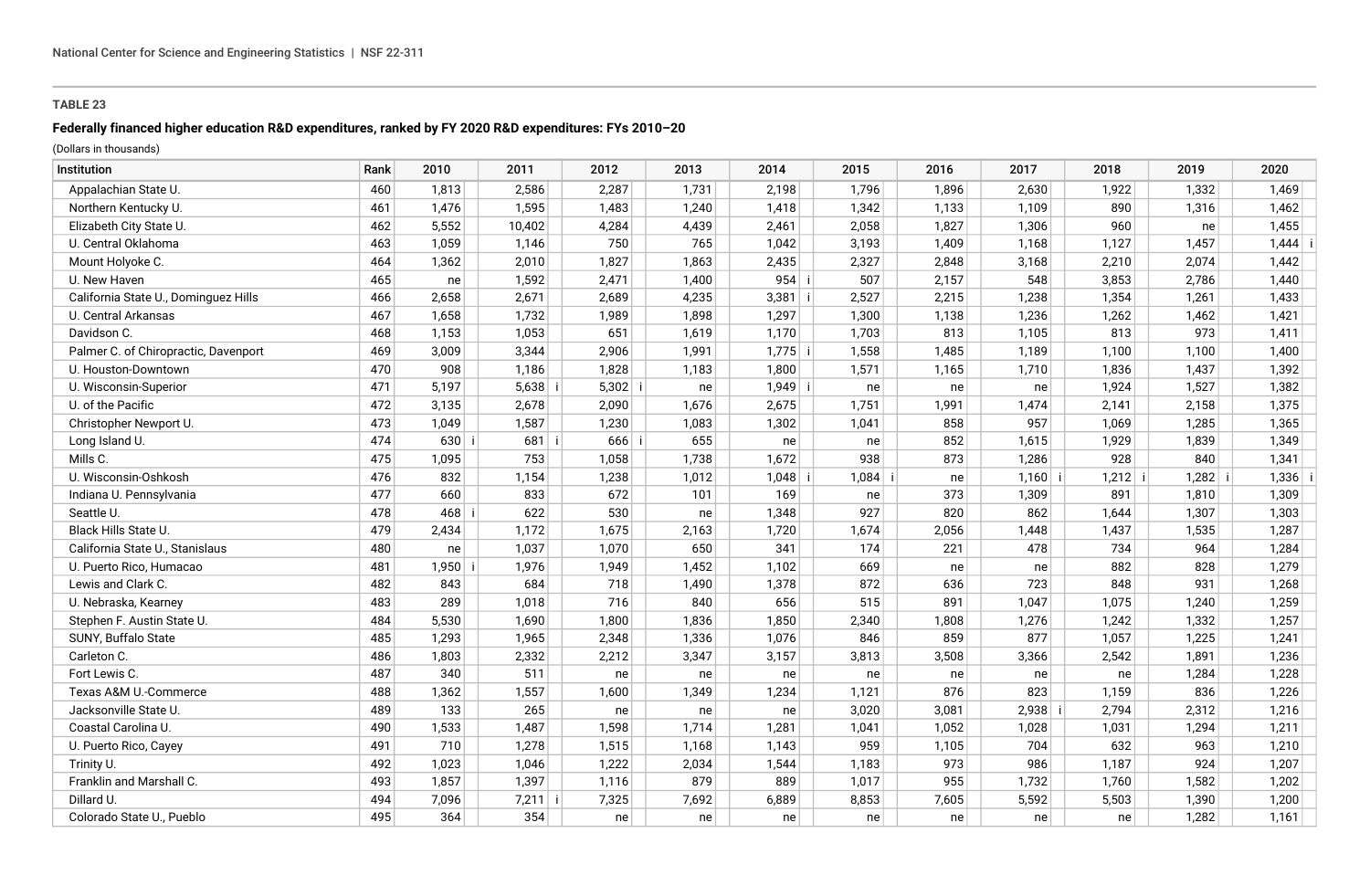**TABLE 23**

**Federally financed higher education R&D expenditures, ranked by FY 2020 R&D expenditures: FYs 2010–20**

(Dollars in thousands)

| Institution | Rank | 2010 | 2011 | 2012 | 2013 | 2014 | 2015 | 2016 | 2017 | 2018 | 2019 | 2020 |
|---|---|---|---|---|---|---|---|---|---|---|---|---|
| Appalachian State U. | 460 | 1,813 | 2,586 | 2,287 | 1,731 | 2,198 | 1,796 | 1,896 | 2,630 | 1,922 | 1,332 | 1,469 |
| Northern Kentucky U. | 461 | 1,476 | 1,595 | 1,483 | 1,240 | 1,418 | 1,342 | 1,133 | 1,109 | 890 | 1,316 | 1,462 |
| Elizabeth City State U. | 462 | 5,552 | 10,402 | 4,284 | 4,439 | 2,461 | 2,058 | 1,827 | 1,306 | 960 | ne | 1,455 |
| U. Central Oklahoma | 463 | 1,059 | 1,146 | 750 | 765 | 1,042 | 3,193 | 1,409 | 1,168 | 1,127 | 1,457 | 1,444 i |
| Mount Holyoke C. | 464 | 1,362 | 2,010 | 1,827 | 1,863 | 2,435 | 2,327 | 2,848 | 3,168 | 2,210 | 2,074 | 1,442 |
| U. New Haven | 465 | ne | 1,592 | 2,471 | 1,400 | 954 i | 507 | 2,157 | 548 | 3,853 | 2,786 | 1,440 |
| California State U., Dominguez Hills | 466 | 2,658 | 2,671 | 2,689 | 4,235 | 3,381 i | 2,527 | 2,215 | 1,238 | 1,354 | 1,261 | 1,433 |
| U. Central Arkansas | 467 | 1,658 | 1,732 | 1,989 | 1,898 | 1,297 | 1,300 | 1,138 | 1,236 | 1,262 | 1,462 | 1,421 |
| Davidson C. | 468 | 1,153 | 1,053 | 651 | 1,619 | 1,170 | 1,703 | 813 | 1,105 | 813 | 973 | 1,411 |
| Palmer C. of Chiropractic, Davenport | 469 | 3,009 | 3,344 | 2,906 | 1,991 | 1,775 i | 1,558 | 1,485 | 1,189 | 1,100 | 1,100 | 1,400 |
| U. Houston-Downtown | 470 | 908 | 1,186 | 1,828 | 1,183 | 1,800 | 1,571 | 1,165 | 1,710 | 1,836 | 1,437 | 1,392 |
| U. Wisconsin-Superior | 471 | 5,197 | 5,638 i | 5,302 i | ne | 1,949 i | ne | ne | ne | 1,924 | 1,527 | 1,382 |
| U. of the Pacific | 472 | 3,135 | 2,678 | 2,090 | 1,676 | 2,675 | 1,751 | 1,991 | 1,474 | 2,141 | 2,158 | 1,375 |
| Christopher Newport U. | 473 | 1,049 | 1,587 | 1,230 | 1,083 | 1,302 | 1,041 | 858 | 957 | 1,069 | 1,285 | 1,365 |
| Long Island U. | 474 | 630 i | 681 i | 666 i | 655 | ne | ne | 852 | 1,615 | 1,929 | 1,839 | 1,349 |
| Mills C. | 475 | 1,095 | 753 | 1,058 | 1,738 | 1,672 | 938 | 873 | 1,286 | 928 | 840 | 1,341 |
| U. Wisconsin-Oshkosh | 476 | 832 | 1,154 | 1,238 | 1,012 | 1,048 i | 1,084 i | ne | 1,160 i | 1,212 i | 1,282 i | 1,336 i |
| Indiana U. Pennsylvania | 477 | 660 | 833 | 672 | 101 | 169 | ne | 373 | 1,309 | 891 | 1,810 | 1,309 |
| Seattle U. | 478 | 468 i | 622 | 530 | ne | 1,348 | 927 | 820 | 862 | 1,644 | 1,307 | 1,303 |
| Black Hills State U. | 479 | 2,434 | 1,172 | 1,675 | 2,163 | 1,720 | 1,674 | 2,056 | 1,448 | 1,437 | 1,535 | 1,287 |
| California State U., Stanislaus | 480 | ne | 1,037 | 1,070 | 650 | 341 | 174 | 221 | 478 | 734 | 964 | 1,284 |
| U. Puerto Rico, Humacao | 481 | 1,950 i | 1,976 | 1,949 | 1,452 | 1,102 | 669 | ne | ne | 882 | 828 | 1,279 |
| Lewis and Clark C. | 482 | 843 | 684 | 718 | 1,490 | 1,378 | 872 | 636 | 723 | 848 | 931 | 1,268 |
| U. Nebraska, Kearney | 483 | 289 | 1,018 | 716 | 840 | 656 | 515 | 891 | 1,047 | 1,075 | 1,240 | 1,259 |
| Stephen F. Austin State U. | 484 | 5,530 | 1,690 | 1,800 | 1,836 | 1,850 | 2,340 | 1,808 | 1,276 | 1,242 | 1,332 | 1,257 |
| SUNY, Buffalo State | 485 | 1,293 | 1,965 | 2,348 | 1,336 | 1,076 | 846 | 859 | 877 | 1,057 | 1,225 | 1,241 |
| Carleton C. | 486 | 1,803 | 2,332 | 2,212 | 3,347 | 3,157 | 3,813 | 3,508 | 3,366 | 2,542 | 1,891 | 1,236 |
| Fort Lewis C. | 487 | 340 | 511 | ne | ne | ne | ne | ne | ne | ne | 1,284 | 1,228 |
| Texas A&M U.-Commerce | 488 | 1,362 | 1,557 | 1,600 | 1,349 | 1,234 | 1,121 | 876 | 823 | 1,159 | 836 | 1,226 |
| Jacksonville State U. | 489 | 133 | 265 | ne | ne | ne | 3,020 | 3,081 | 2,938 i | 2,794 | 2,312 | 1,216 |
| Coastal Carolina U. | 490 | 1,533 | 1,487 | 1,598 | 1,714 | 1,281 | 1,041 | 1,052 | 1,028 | 1,031 | 1,294 | 1,211 |
| U. Puerto Rico, Cayey | 491 | 710 | 1,278 | 1,515 | 1,168 | 1,143 | 959 | 1,105 | 704 | 632 | 963 | 1,210 |
| Trinity U. | 492 | 1,023 | 1,046 | 1,222 | 2,034 | 1,544 | 1,183 | 973 | 986 | 1,187 | 924 | 1,207 |
| Franklin and Marshall C. | 493 | 1,857 | 1,397 | 1,116 | 879 | 889 | 1,017 | 955 | 1,732 | 1,760 | 1,582 | 1,202 |
| Dillard U. | 494 | 7,096 | 7,211 i | 7,325 | 7,692 | 6,889 | 8,853 | 7,605 | 5,592 | 5,503 | 1,390 | 1,200 |
| Colorado State U., Pueblo | 495 | 364 | 354 | ne | ne | ne | ne | ne | ne | ne | 1,282 | 1,161 |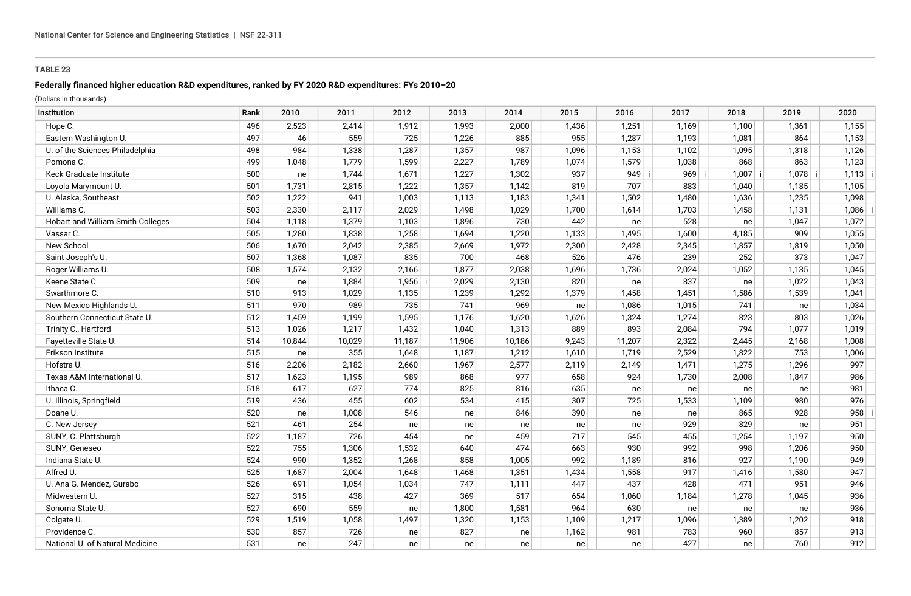**TABLE 23**

**Federally financed higher education R&D expenditures, ranked by FY 2020 R&D expenditures: FYs 2010–20**

(Dollars in thousands)

| Institution | Rank | 2010 | 2011 | 2012 | 2013 | 2014 | 2015 | 2016 | 2017 | 2018 | 2019 | 2020 |
|---|---|---|---|---|---|---|---|---|---|---|---|---|
| Hope C. | 496 | 2,523 | 2,414 | 1,912 | 1,993 | 2,000 | 1,436 | 1,251 | 1,169 | 1,100 | 1,361 | 1,155 |
| Eastern Washington U. | 497 | 46 | 559 | 725 | 1,226 | 885 | 955 | 1,287 | 1,193 | 1,081 | 864 | 1,153 |
| U. of the Sciences Philadelphia | 498 | 984 | 1,338 | 1,287 | 1,357 | 987 | 1,096 | 1,153 | 1,102 | 1,095 | 1,318 | 1,126 |
| Pomona C. | 499 | 1,048 | 1,779 | 1,599 | 2,227 | 1,789 | 1,074 | 1,579 | 1,038 | 868 | 863 | 1,123 |
| Keck Graduate Institute | 500 | ne | 1,744 | 1,671 | 1,227 | 1,302 | 937 | 949 i | 969 i | 1,007 i | 1,078 i | 1,113 i |
| Loyola Marymount U. | 501 | 1,731 | 2,815 | 1,222 | 1,357 | 1,142 | 819 | 707 | 883 | 1,040 | 1,185 | 1,105 |
| U. Alaska, Southeast | 502 | 1,222 | 941 | 1,003 | 1,113 | 1,183 | 1,341 | 1,502 | 1,480 | 1,636 | 1,235 | 1,098 |
| Williams C. | 503 | 2,330 | 2,117 | 2,029 | 1,498 | 1,029 | 1,700 | 1,614 | 1,703 | 1,458 | 1,131 | 1,086 i |
| Hobart and William Smith Colleges | 504 | 1,118 | 1,379 | 1,103 | 1,896 | 730 | 442 | ne | 528 | ne | 1,047 | 1,072 |
| Vassar C. | 505 | 1,280 | 1,838 | 1,258 | 1,694 | 1,220 | 1,133 | 1,495 | 1,600 | 4,185 | 909 | 1,055 |
| New School | 506 | 1,670 | 2,042 | 2,385 | 2,669 | 1,972 | 2,300 | 2,428 | 2,345 | 1,857 | 1,819 | 1,050 |
| Saint Joseph's U. | 507 | 1,368 | 1,087 | 835 | 700 | 468 | 526 | 476 | 239 | 252 | 373 | 1,047 |
| Roger Williams U. | 508 | 1,574 | 2,132 | 2,166 | 1,877 | 2,038 | 1,696 | 1,736 | 2,024 | 1,052 | 1,135 | 1,045 |
| Keene State C. | 509 | ne | 1,884 | 1,956 i | 2,029 | 2,130 | 820 | ne | 837 | ne | 1,022 | 1,043 |
| Swarthmore C. | 510 | 913 | 1,029 | 1,135 | 1,239 | 1,292 | 1,379 | 1,458 | 1,451 | 1,586 | 1,539 | 1,041 |
| New Mexico Highlands U. | 511 | 970 | 989 | 735 | 741 | 969 | ne | 1,086 | 1,015 | 741 | ne | 1,034 |
| Southern Connecticut State U. | 512 | 1,459 | 1,199 | 1,595 | 1,176 | 1,620 | 1,626 | 1,324 | 1,274 | 823 | 803 | 1,026 |
| Trinity C., Hartford | 513 | 1,026 | 1,217 | 1,432 | 1,040 | 1,313 | 889 | 893 | 2,084 | 794 | 1,077 | 1,019 |
| Fayetteville State U. | 514 | 10,844 | 10,029 | 11,187 | 11,906 | 10,186 | 9,243 | 11,207 | 2,322 | 2,445 | 2,168 | 1,008 |
| Erikson Institute | 515 | ne | 355 | 1,648 | 1,187 | 1,212 | 1,610 | 1,719 | 2,529 | 1,822 | 753 | 1,006 |
| Hofstra U. | 516 | 2,206 | 2,182 | 2,660 | 1,967 | 2,577 | 2,119 | 2,149 | 1,471 | 1,275 | 1,296 | 997 |
| Texas A&M International U. | 517 | 1,623 | 1,195 | 989 | 868 | 977 | 658 | 924 | 1,730 | 2,008 | 1,847 | 986 |
| Ithaca C. | 518 | 617 | 627 | 774 | 825 | 816 | 635 | ne | ne | ne | ne | 981 |
| U. Illinois, Springfield | 519 | 436 | 455 | 602 | 534 | 415 | 307 | 725 | 1,533 | 1,109 | 980 | 976 |
| Doane U. | 520 | ne | 1,008 | 546 | ne | 846 | 390 | ne | ne | 865 | 928 | 958 i |
| C. New Jersey | 521 | 461 | 254 | ne | ne | ne | ne | ne | 929 | 829 | ne | 951 |
| SUNY, C. Plattsburgh | 522 | 1,187 | 726 | 454 | ne | 459 | 717 | 545 | 455 | 1,254 | 1,197 | 950 |
| SUNY, Geneseo | 522 | 755 | 1,306 | 1,532 | 640 | 474 | 663 | 930 | 992 | 998 | 1,206 | 950 |
| Indiana State U. | 524 | 990 | 1,352 | 1,268 | 858 | 1,005 | 992 | 1,189 | 816 | 927 | 1,190 | 949 |
| Alfred U. | 525 | 1,687 | 2,004 | 1,648 | 1,468 | 1,351 | 1,434 | 1,558 | 917 | 1,416 | 1,580 | 947 |
| U. Ana G. Mendez, Gurabo | 526 | 691 | 1,054 | 1,034 | 747 | 1,111 | 447 | 437 | 428 | 471 | 951 | 946 |
| Midwestern U. | 527 | 315 | 438 | 427 | 369 | 517 | 654 | 1,060 | 1,184 | 1,278 | 1,045 | 936 |
| Sonoma State U. | 527 | 690 | 559 | ne | 1,800 | 1,581 | 964 | 630 | ne | ne | ne | 936 |
| Colgate U. | 529 | 1,519 | 1,058 | 1,497 | 1,320 | 1,153 | 1,109 | 1,217 | 1,096 | 1,389 | 1,202 | 918 |
| Providence C. | 530 | 857 | 726 | ne | 827 | ne | 1,162 | 981 | 783 | 960 | 857 | 913 |
| National U. of Natural Medicine | 531 | ne | 247 | ne | ne | ne | ne | ne | 427 | ne | 760 | 912 |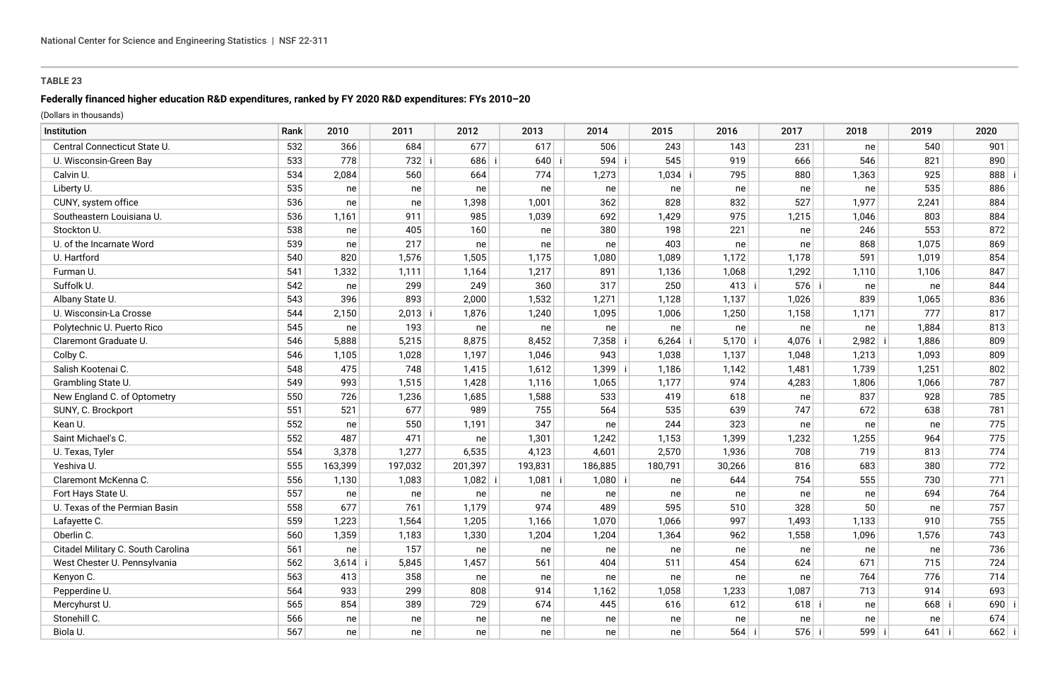**TABLE 23**

**Federally financed higher education R&D expenditures, ranked by FY 2020 R&D expenditures: FYs 2010–20**

(Dollars in thousands)

| Institution | Rank | 2010 | 2011 | 2012 | 2013 | 2014 | 2015 | 2016 | 2017 | 2018 | 2019 | 2020 |
|---|---|---|---|---|---|---|---|---|---|---|---|---|
| Central Connecticut State U. | 532 | 366 | 684 | 677 | 617 | 506 | 243 | 143 | 231 | ne | 540 | 901 |
| U. Wisconsin-Green Bay | 533 | 778 | 732 i | 686 i | 640 i | 594 i | 545 | 919 | 666 | 546 | 821 | 890 |
| Calvin U. | 534 | 2,084 | 560 | 664 | 774 | 1,273 | 1,034 i | 795 | 880 | 1,363 | 925 | 888 i |
| Liberty U. | 535 | ne | ne | ne | ne | ne | ne | ne | ne | ne | 535 | 886 |
| CUNY, system office | 536 | ne | ne | 1,398 | 1,001 | 362 | 828 | 832 | 527 | 1,977 | 2,241 | 884 |
| Southeastern Louisiana U. | 536 | 1,161 | 911 | 985 | 1,039 | 692 | 1,429 | 975 | 1,215 | 1,046 | 803 | 884 |
| Stockton U. | 538 | ne | 405 | 160 | ne | 380 | 198 | 221 | ne | 246 | 553 | 872 |
| U. of the Incarnate Word | 539 | ne | 217 | ne | ne | ne | 403 | ne | ne | 868 | 1,075 | 869 |
| U. Hartford | 540 | 820 | 1,576 | 1,505 | 1,175 | 1,080 | 1,089 | 1,172 | 1,178 | 591 | 1,019 | 854 |
| Furman U. | 541 | 1,332 | 1,111 | 1,164 | 1,217 | 891 | 1,136 | 1,068 | 1,292 | 1,110 | 1,106 | 847 |
| Suffolk U. | 542 | ne | 299 | 249 | 360 | 317 | 250 | 413 i | 576 i | ne | ne | 844 |
| Albany State U. | 543 | 396 | 893 | 2,000 | 1,532 | 1,271 | 1,128 | 1,137 | 1,026 | 839 | 1,065 | 836 |
| U. Wisconsin-La Crosse | 544 | 2,150 | 2,013 i | 1,876 | 1,240 | 1,095 | 1,006 | 1,250 | 1,158 | 1,171 | 777 | 817 |
| Polytechnic U. Puerto Rico | 545 | ne | 193 | ne | ne | ne | ne | ne | ne | ne | 1,884 | 813 |
| Claremont Graduate U. | 546 | 5,888 | 5,215 | 8,875 | 8,452 | 7,358 i | 6,264 i | 5,170 i | 4,076 i | 2,982 i | 1,886 | 809 |
| Colby C. | 546 | 1,105 | 1,028 | 1,197 | 1,046 | 943 | 1,038 | 1,137 | 1,048 | 1,213 | 1,093 | 809 |
| Salish Kootenai C. | 548 | 475 | 748 | 1,415 | 1,612 | 1,399 i | 1,186 | 1,142 | 1,481 | 1,739 | 1,251 | 802 |
| Grambling State U. | 549 | 993 | 1,515 | 1,428 | 1,116 | 1,065 | 1,177 | 974 | 4,283 | 1,806 | 1,066 | 787 |
| New England C. of Optometry | 550 | 726 | 1,236 | 1,685 | 1,588 | 533 | 419 | 618 | ne | 837 | 928 | 785 |
| SUNY, C. Brockport | 551 | 521 | 677 | 989 | 755 | 564 | 535 | 639 | 747 | 672 | 638 | 781 |
| Kean U. | 552 | ne | 550 | 1,191 | 347 | ne | 244 | 323 | ne | ne | ne | 775 |
| Saint Michael's C. | 552 | 487 | 471 | ne | 1,301 | 1,242 | 1,153 | 1,399 | 1,232 | 1,255 | 964 | 775 |
| U. Texas, Tyler | 554 | 3,378 | 1,277 | 6,535 | 4,123 | 4,601 | 2,570 | 1,936 | 708 | 719 | 813 | 774 |
| Yeshiva U. | 555 | 163,399 | 197,032 | 201,397 | 193,831 | 186,885 | 180,791 | 30,266 | 816 | 683 | 380 | 772 |
| Claremont McKenna C. | 556 | 1,130 | 1,083 | 1,082 i | 1,081 i | 1,080 i | ne | 644 | 754 | 555 | 730 | 771 |
| Fort Hays State U. | 557 | ne | ne | ne | ne | ne | ne | ne | ne | ne | 694 | 764 |
| U. Texas of the Permian Basin | 558 | 677 | 761 | 1,179 | 974 | 489 | 595 | 510 | 328 | 50 | ne | 757 |
| Lafayette C. | 559 | 1,223 | 1,564 | 1,205 | 1,166 | 1,070 | 1,066 | 997 | 1,493 | 1,133 | 910 | 755 |
| Oberlin C. | 560 | 1,359 | 1,183 | 1,330 | 1,204 | 1,204 | 1,364 | 962 | 1,558 | 1,096 | 1,576 | 743 |
| Citadel Military C. South Carolina | 561 | ne | 157 | ne | ne | ne | ne | ne | ne | ne | ne | 736 |
| West Chester U. Pennsylvania | 562 | 3,614 i | 5,845 | 1,457 | 561 | 404 | 511 | 454 | 624 | 671 | 715 | 724 |
| Kenyon C. | 563 | 413 | 358 | ne | ne | ne | ne | ne | ne | 764 | 776 | 714 |
| Pepperdine U. | 564 | 933 | 299 | 808 | 914 | 1,162 | 1,058 | 1,233 | 1,087 | 713 | 914 | 693 |
| Mercyhurst U. | 565 | 854 | 389 | 729 | 674 | 445 | 616 | 612 | 618 i | ne | 668 i | 690 i |
| Stonehill C. | 566 | ne | ne | ne | ne | ne | ne | ne | ne | ne | ne | 674 |
| Biola U. | 567 | ne | ne | ne | ne | ne | ne | 564 i | 576 i | 599 i | 641 i | 662 i |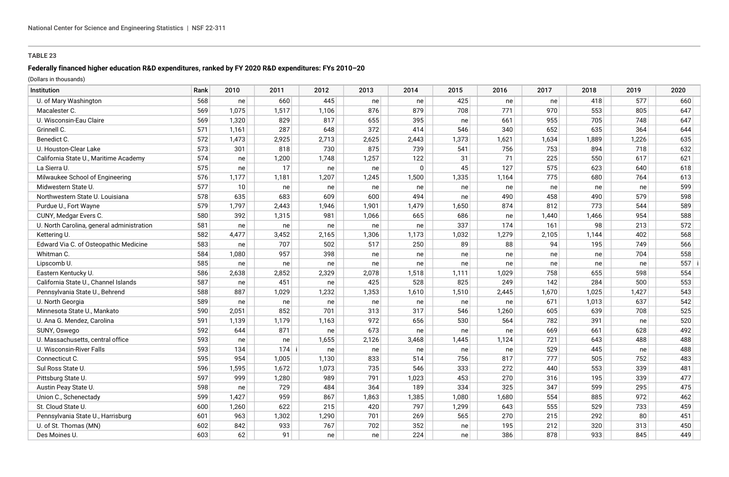**TABLE 23**

**Federally financed higher education R&D expenditures, ranked by FY 2020 R&D expenditures: FYs 2010–20**

(Dollars in thousands)

| Institution | Rank | 2010 | 2011 | 2012 | 2013 | 2014 | 2015 | 2016 | 2017 | 2018 | 2019 | 2020 |
|---|---|---|---|---|---|---|---|---|---|---|---|---|
| U. of Mary Washington | 568 | ne | 660 | 445 | ne | ne | 425 | ne | ne | 418 | 577 | 660 |
| Macalester C. | 569 | 1,075 | 1,517 | 1,106 | 876 | 879 | 708 | 771 | 970 | 553 | 805 | 647 |
| U. Wisconsin-Eau Claire | 569 | 1,320 | 829 | 817 | 655 | 395 | ne | 661 | 955 | 705 | 748 | 647 |
| Grinnell C. | 571 | 1,161 | 287 | 648 | 372 | 414 | 546 | 340 | 652 | 635 | 364 | 644 |
| Benedict C. | 572 | 1,473 | 2,925 | 2,713 | 2,625 | 2,443 | 1,373 | 1,621 | 1,634 | 1,889 | 1,226 | 635 |
| U. Houston-Clear Lake | 573 | 301 | 818 | 730 | 875 | 739 | 541 | 756 | 753 | 894 | 718 | 632 |
| California State U., Maritime Academy | 574 | ne | 1,200 | 1,748 | 1,257 | 122 | 31 | 71 | 225 | 550 | 617 | 621 |
| La Sierra U. | 575 | ne | 17 | ne | ne | 0 | 45 | 127 | 575 | 623 | 640 | 618 |
| Milwaukee School of Engineering | 576 | 1,177 | 1,181 | 1,207 | 1,245 | 1,500 | 1,335 | 1,164 | 775 | 680 | 764 | 613 |
| Midwestern State U. | 577 | 10 | ne | ne | ne | ne | ne | ne | ne | ne | ne | 599 |
| Northwestern State U. Louisiana | 578 | 635 | 683 | 609 | 600 | 494 | ne | 490 | 458 | 490 | 579 | 598 |
| Purdue U., Fort Wayne | 579 | 1,797 | 2,443 | 1,946 | 1,901 | 1,479 | 1,650 | 874 | 812 | 773 | 544 | 589 |
| CUNY, Medgar Evers C. | 580 | 392 | 1,315 | 981 | 1,066 | 665 | 686 | ne | 1,440 | 1,466 | 954 | 588 |
| U. North Carolina, general administration | 581 | ne | ne | ne | ne | ne | 337 | 174 | 161 | 98 | 213 | 572 |
| Kettering U. | 582 | 4,477 | 3,452 | 2,165 | 1,306 | 1,173 | 1,032 | 1,279 | 2,105 | 1,144 | 402 | 568 |
| Edward Via C. of Osteopathic Medicine | 583 | ne | 707 | 502 | 517 | 250 | 89 | 88 | 94 | 195 | 749 | 566 |
| Whitman C. | 584 | 1,080 | 957 | 398 | ne | ne | ne | ne | ne | ne | 704 | 558 |
| Lipscomb U. | 585 | ne | ne | ne | ne | ne | ne | ne | ne | ne | ne | 557 i |
| Eastern Kentucky U. | 586 | 2,638 | 2,852 | 2,329 | 2,078 | 1,518 | 1,111 | 1,029 | 758 | 655 | 598 | 554 |
| California State U., Channel Islands | 587 | ne | 451 | ne | 425 | 528 | 825 | 249 | 142 | 284 | 500 | 553 |
| Pennsylvania State U., Behrend | 588 | 887 | 1,029 | 1,232 | 1,353 | 1,610 | 1,510 | 2,445 | 1,670 | 1,025 | 1,427 | 543 |
| U. North Georgia | 589 | ne | ne | ne | ne | ne | ne | ne | 671 | 1,013 | 637 | 542 |
| Minnesota State U., Mankato | 590 | 2,051 | 852 | 701 | 313 | 317 | 546 | 1,260 | 605 | 639 | 708 | 525 |
| U. Ana G. Mendez, Carolina | 591 | 1,139 | 1,179 | 1,163 | 972 | 656 | 530 | 564 | 782 | 391 | ne | 520 |
| SUNY, Oswego | 592 | 644 | 871 | ne | 673 | ne | ne | ne | 669 | 661 | 628 | 492 |
| U. Massachusetts, central office | 593 | ne | ne | 1,655 | 2,126 | 3,468 | 1,445 | 1,124 | 721 | 643 | 488 | 488 |
| U. Wisconsin-River Falls | 593 | 134 | 174 i | ne | ne | ne | ne | ne | 529 | 445 | ne | 488 |
| Connecticut C. | 595 | 954 | 1,005 | 1,130 | 833 | 514 | 756 | 817 | 777 | 505 | 752 | 483 |
| Sul Ross State U. | 596 | 1,595 | 1,672 | 1,073 | 735 | 546 | 333 | 272 | 440 | 553 | 339 | 481 |
| Pittsburg State U. | 597 | 999 | 1,280 | 989 | 791 | 1,023 | 453 | 270 | 316 | 195 | 339 | 477 |
| Austin Peay State U. | 598 | ne | 729 | 484 | 364 | 189 | 334 | 325 | 347 | 599 | 295 | 475 |
| Union C., Schenectady | 599 | 1,427 | 959 | 867 | 1,863 | 1,385 | 1,080 | 1,680 | 554 | 885 | 972 | 462 |
| St. Cloud State U. | 600 | 1,260 | 622 | 215 | 420 | 797 | 1,299 | 643 | 555 | 529 | 733 | 459 |
| Pennsylvania State U., Harrisburg | 601 | 963 | 1,302 | 1,290 | 701 | 269 | 565 | 270 | 215 | 292 | 80 | 451 |
| U. of St. Thomas (MN) | 602 | 842 | 933 | 767 | 702 | 352 | ne | 195 | 212 | 320 | 313 | 450 |
| Des Moines U. | 603 | 62 | 91 | ne | ne | 224 | ne | 386 | 878 | 933 | 845 | 449 |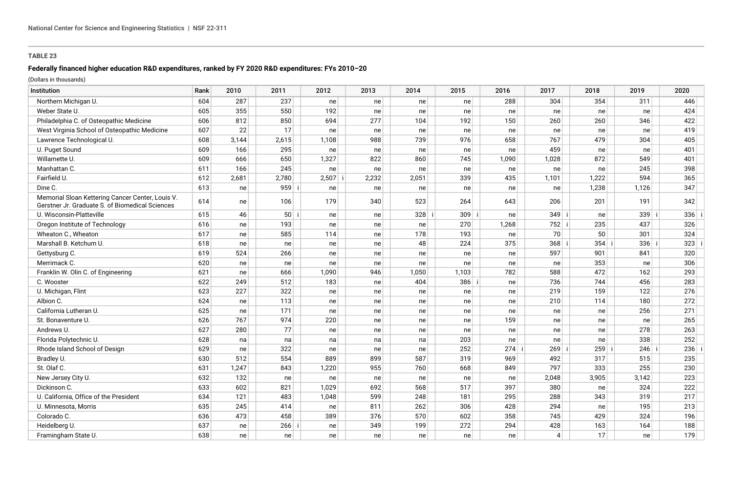**TABLE 23**

**Federally financed higher education R&D expenditures, ranked by FY 2020 R&D expenditures: FYs 2010–20**

(Dollars in thousands)

| Institution | Rank | 2010 | 2011 | 2012 | 2013 | 2014 | 2015 | 2016 | 2017 | 2018 | 2019 | 2020 |
|---|---|---|---|---|---|---|---|---|---|---|---|---|
| Northern Michigan U. | 604 | 287 | 237 | ne | ne | ne | ne | 288 | 304 | 354 | 311 | 446 |
| Weber State U. | 605 | 355 | 550 | 192 | ne | ne | ne | ne | ne | ne | ne | 424 |
| Philadelphia C. of Osteopathic Medicine | 606 | 812 | 850 | 694 | 277 | 104 | 192 | 150 | 260 | 260 | 346 | 422 |
| West Virginia School of Osteopathic Medicine | 607 | 22 | 17 | ne | ne | ne | ne | ne | ne | ne | ne | 419 |
| Lawrence Technological U. | 608 | 3,144 | 2,615 | 1,108 | 988 | 739 | 976 | 658 | 767 | 479 | 304 | 405 |
| U. Puget Sound | 609 | 166 | 295 | ne | ne | ne | ne | ne | 459 | ne | ne | 401 |
| Willamette U. | 609 | 666 | 650 | 1,327 | 822 | 860 | 745 | 1,090 | 1,028 | 872 | 549 | 401 |
| Manhattan C. | 611 | 166 | 245 | ne | ne | ne | ne | ne | ne | ne | 245 | 398 |
| Fairfield U. | 612 | 2,681 | 2,780 | 2,507 i | 2,232 | 2,051 | 339 | 435 | 1,101 | 1,222 | 594 | 365 |
| Dine C. | 613 | ne | 959 i | ne | ne | ne | ne | ne | ne | 1,238 | 1,126 | 347 |
| Memorial Sloan Kettering Cancer Center, Louis V. Gerstner Jr. Graduate S. of Biomedical Sciences | 614 | ne | 106 | 179 | 340 | 523 | 264 | 643 | 206 | 201 | 191 | 342 |
| U. Wisconsin-Platteville | 615 | 46 | 50 i | ne | ne | 328 i | 309 i | ne | 349 i | ne | 339 i | 336 i |
| Oregon Institute of Technology | 616 | ne | 193 | ne | ne | ne | 270 | 1,268 | 752 i | 235 | 437 | 326 |
| Wheaton C., Wheaton | 617 | ne | 585 | 114 | ne | 178 | 193 | ne | 70 | 50 | 301 | 324 |
| Marshall B. Ketchum U. | 618 | ne | ne | ne | ne | 48 | 224 | 375 | 368 i | 354 i | 336 i | 323 i |
| Gettysburg C. | 619 | 524 | 266 | ne | ne | ne | ne | ne | 597 | 901 | 841 | 320 |
| Merrimack C. | 620 | ne | ne | ne | ne | ne | ne | ne | ne | 353 | ne | 306 |
| Franklin W. Olin C. of Engineering | 621 | ne | 666 | 1,090 | 946 | 1,050 | 1,103 | 782 | 588 | 472 | 162 | 293 |
| C. Wooster | 622 | 249 | 512 | 183 | ne | 404 | 386 i | ne | 736 | 744 | 456 | 283 |
| U. Michigan, Flint | 623 | 227 | 322 | ne | ne | ne | ne | ne | 219 | 159 | 122 | 276 |
| Albion C. | 624 | ne | 113 | ne | ne | ne | ne | ne | 210 | 114 | 180 | 272 |
| California Lutheran U. | 625 | ne | 171 | ne | ne | ne | ne | ne | ne | ne | 256 | 271 |
| St. Bonaventure U. | 626 | 767 | 974 | 220 | ne | ne | ne | 159 | ne | ne | ne | 265 |
| Andrews U. | 627 | 280 | 77 | ne | ne | ne | ne | ne | ne | ne | 278 | 263 |
| Florida Polytechnic U. | 628 | na | na | na | na | na | 203 | ne | ne | ne | 338 | 252 |
| Rhode Island School of Design | 629 | ne | 322 | ne | ne | ne | 252 | 274 i | 269 i | 259 i | 246 i | 236 i |
| Bradley U. | 630 | 512 | 554 | 889 | 899 | 587 | 319 | 969 | 492 | 317 | 515 | 235 |
| St. Olaf C. | 631 | 1,247 | 843 | 1,220 | 955 | 760 | 668 | 849 | 797 | 333 | 255 | 230 |
| New Jersey City U. | 632 | 132 | ne | ne | ne | ne | ne | ne | 2,048 | 3,905 | 3,142 | 223 |
| Dickinson C. | 633 | 602 | 821 | 1,029 | 692 | 568 | 517 | 397 | 380 | ne | 324 | 222 |
| U. California, Office of the President | 634 | 121 | 483 | 1,048 | 599 | 248 | 181 | 295 | 288 | 343 | 319 | 217 |
| U. Minnesota, Morris | 635 | 245 | 414 | ne | 811 | 262 | 306 | 428 | 294 | ne | 195 | 213 |
| Colorado C. | 636 | 473 | 458 | 389 | 376 | 570 | 602 | 358 | 745 | 429 | 324 | 196 |
| Heidelberg U. | 637 | ne | 266 i | ne | 349 | 199 | 272 | 294 | 428 | 163 | 164 | 188 |
| Framingham State U. | 638 | ne | ne | ne | ne | ne | ne | ne | 4 | 17 | ne | 179 |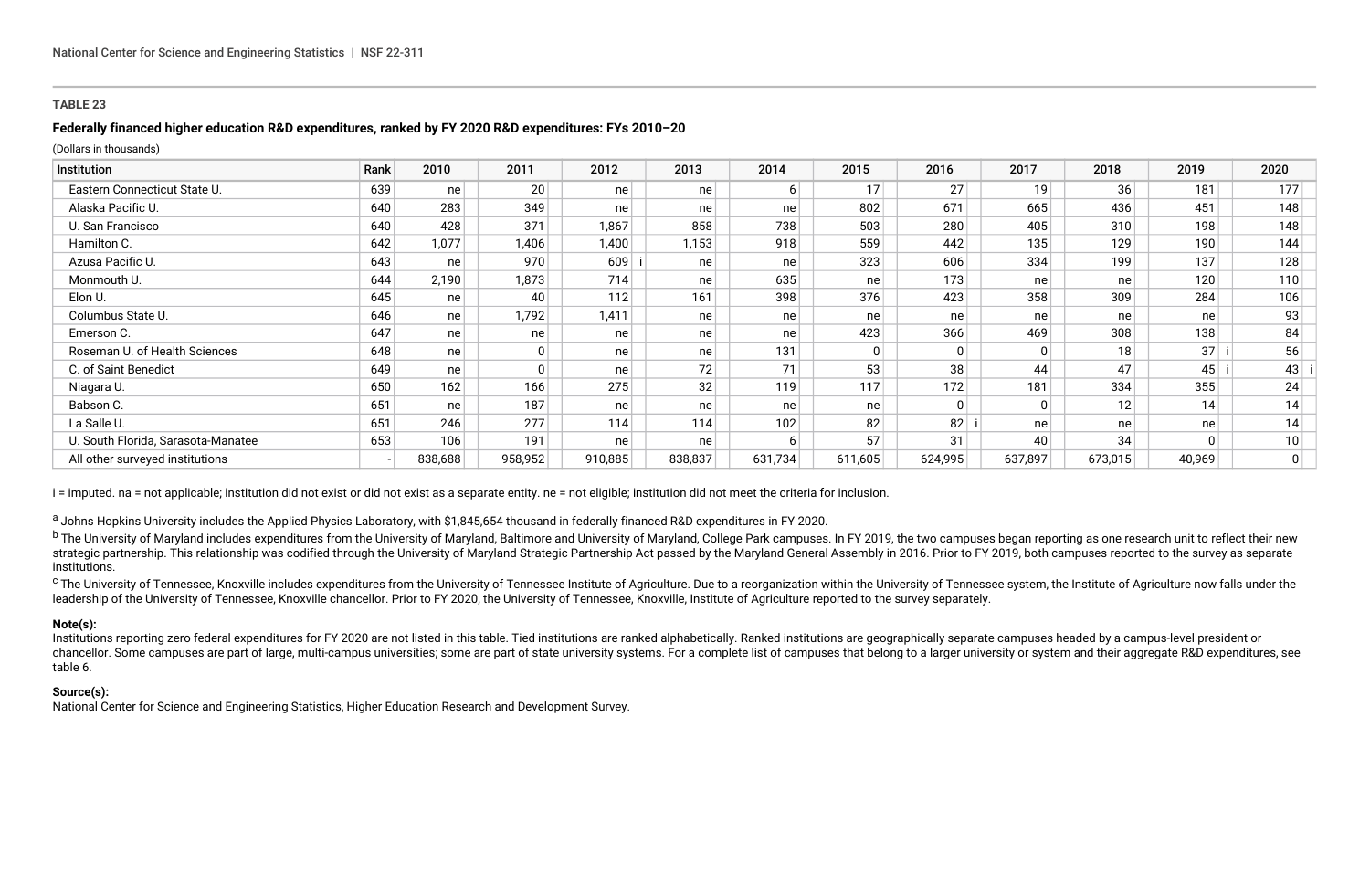**TABLE 23**

**Federally financed higher education R&D expenditures, ranked by FY 2020 R&D expenditures: FYs 2010–20**

(Dollars in thousands)

| Institution | Rank | 2010 | 2011 | 2012 | 2013 | 2014 | 2015 | 2016 | 2017 | 2018 | 2019 | 2020 |
|---|---|---|---|---|---|---|---|---|---|---|---|---|
| Eastern Connecticut State U. | 639 | ne | 20 | ne | ne | 6 | 17 | 27 | 19 | 36 | 181 | 177 |
| Alaska Pacific U. | 640 | 283 | 349 | ne | ne | ne | 802 | 671 | 665 | 436 | 451 | 148 |
| U. San Francisco | 640 | 428 | 371 | 1,867 | 858 | 738 | 503 | 280 | 405 | 310 | 198 | 148 |
| Hamilton C. | 642 | 1,077 | 1,406 | 1,400 | 1,153 | 918 | 559 | 442 | 135 | 129 | 190 | 144 |
| Azusa Pacific U. | 643 | ne | 970 | 609 i | ne | ne | 323 | 606 | 334 | 199 | 137 | 128 |
| Monmouth U. | 644 | 2,190 | 1,873 | 714 | ne | 635 | ne | 173 | ne | ne | 120 | 110 |
| Elon U. | 645 | ne | 40 | 112 | 161 | 398 | 376 | 423 | 358 | 309 | 284 | 106 |
| Columbus State U. | 646 | ne | 1,792 | 1,411 | ne | ne | ne | ne | ne | ne | ne | 93 |
| Emerson C. | 647 | ne | ne | ne | ne | ne | 423 | 366 | 469 | 308 | 138 | 84 |
| Roseman U. of Health Sciences | 648 | ne | 0 | ne | ne | 131 | 0 | 0 | 0 | 18 | 37 i | 56 |
| C. of Saint Benedict | 649 | ne | 0 | ne | 72 | 71 | 53 | 38 | 44 | 47 | 45 i | 43 i |
| Niagara U. | 650 | 162 | 166 | 275 | 32 | 119 | 117 | 172 | 181 | 334 | 355 | 24 |
| Babson C. | 651 | ne | 187 | ne | ne | ne | ne | 0 | 0 | 12 | 14 | 14 |
| La Salle U. | 651 | 246 | 277 | 114 | 114 | 102 | 82 | 82 i | ne | ne | ne | 14 |
| U. South Florida, Sarasota-Manatee | 653 | 106 | 191 | ne | ne | 6 | 57 | 31 | 40 | 34 | 0 | 10 |
| All other surveyed institutions | - | 838,688 | 958,952 | 910,885 | 838,837 | 631,734 | 611,605 | 624,995 | 637,897 | 673,015 | 40,969 | 0 |

i = imputed. na = not applicable; institution did not exist or did not exist as a separate entity. ne = not eligible; institution did not meet the criteria for inclusion.

[a] Johns Hopkins University includes the Applied Physics Laboratory, with $1,845,654 thousand in federally financed R&D expenditures in FY 2020.

[b] The University of Maryland includes expenditures from the University of Maryland, Baltimore and University of Maryland, College Park campuses. In FY 2019, the two campuses began reporting as one research unit to reflect their new strategic partnership. This relationship was codified through the University of Maryland Strategic Partnership Act passed by the Maryland General Assembly in 2016. Prior to FY 2019, both campuses reported to the survey as separate institutions.

[c] The University of Tennessee, Knoxville includes expenditures from the University of Tennessee Institute of Agriculture. Due to a reorganization within the University of Tennessee system, the Institute of Agriculture now falls under the leadership of the University of Tennessee, Knoxville chancellor. Prior to FY 2020, the University of Tennessee, Knoxville, Institute of Agriculture reported to the survey separately.

**Note(s):**

Institutions reporting zero federal expenditures for FY 2020 are not listed in this table. Tied institutions are ranked alphabetically. Ranked institutions are geographically separate campuses headed by a campus-level president or chancellor. Some campuses are part of large, multi-campus universities; some are part of state university systems. For a complete list of campuses that belong to a larger university or system and their aggregate R&D expenditures, see table 6.

**Source(s):**

National Center for Science and Engineering Statistics, Higher Education Research and Development Survey.